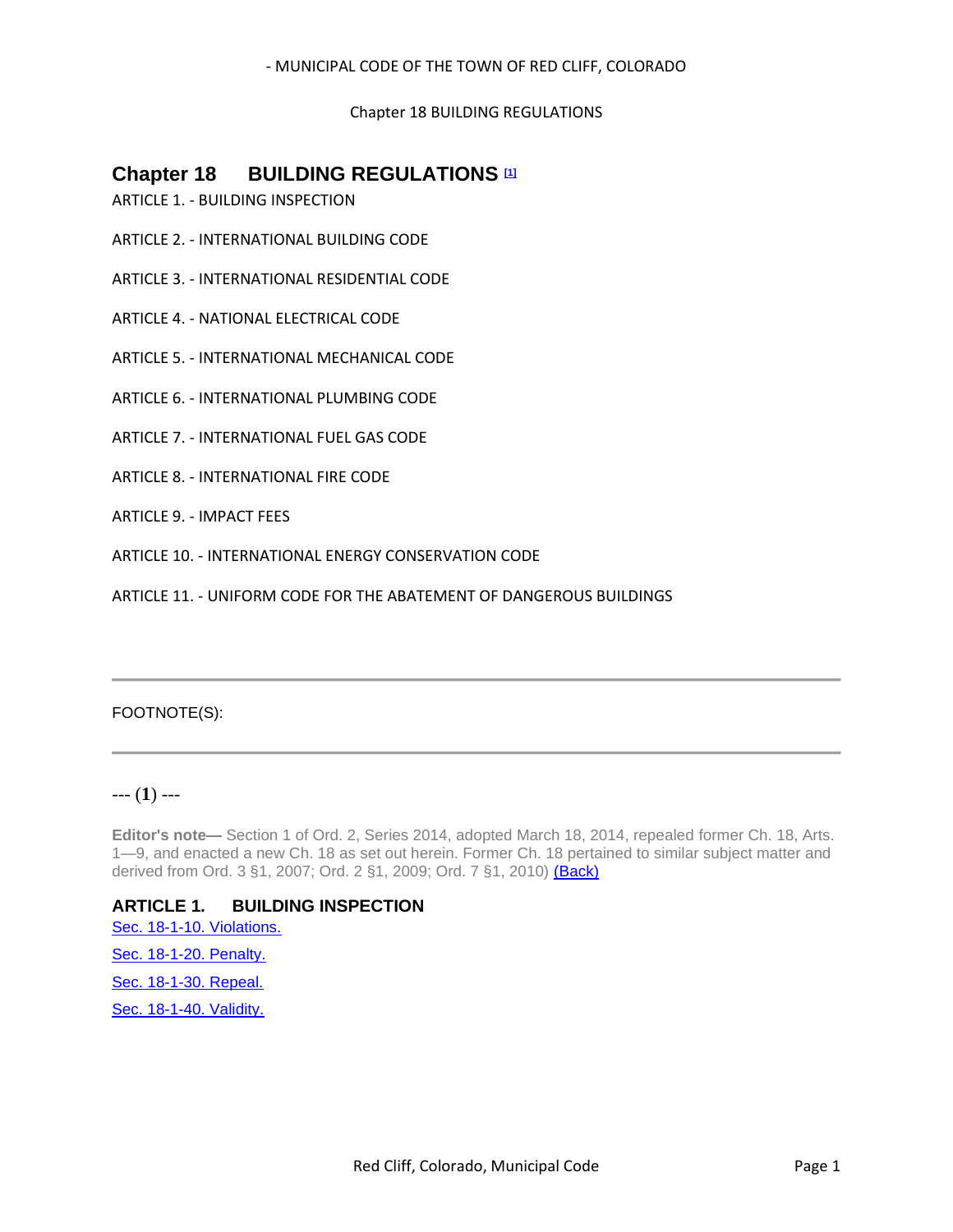# Chapter 18 BUILDING REGULATIONS [1]

ARTICLE 1. - BUILDING INSPECTION

ARTICLE 2. - INTERNATIONAL BUILDING CODE

ARTICLE 3. - INTERNATIONAL RESIDENTIAL CODE

ARTICLE 4. - NATIONAL ELECTRICAL CODE

ARTICLE 5. - INTERNATIONAL MECHANICAL CODE

ARTICLE 6. - INTERNATIONAL PLUMBING CODE

ARTICLE 7. - INTERNATIONAL FUEL GAS CODE

ARTICLE 8. - INTERNATIONAL FIRE CODE

ARTICLE 9. - IMPACT FEES

ARTICLE 10. - INTERNATIONAL ENERGY CONSERVATION CODE

ARTICLE 11. - UNIFORM CODE FOR THE ABATEMENT OF DANGEROUS BUILDINGS

---

FOOTNOTE(S):

---

--- (1) ---

**Editor's note—** Section 1 of Ord. 2, Series 2014, adopted March 18, 2014, repealed former Ch. 18, Arts. 1—9, and enacted a new Ch. 18 as set out herein. Former Ch. 18 pertained to similar subject matter and derived from Ord. 3 §1, 2007; Ord. 2 §1, 2009; Ord. 7 §1, 2010) (Back)

## ARTICLE 1. BUILDING INSPECTION

Sec. 18-1-10. Violations.

Sec. 18-1-20. Penalty.

Sec. 18-1-30. Repeal.

Sec. 18-1-40. Validity.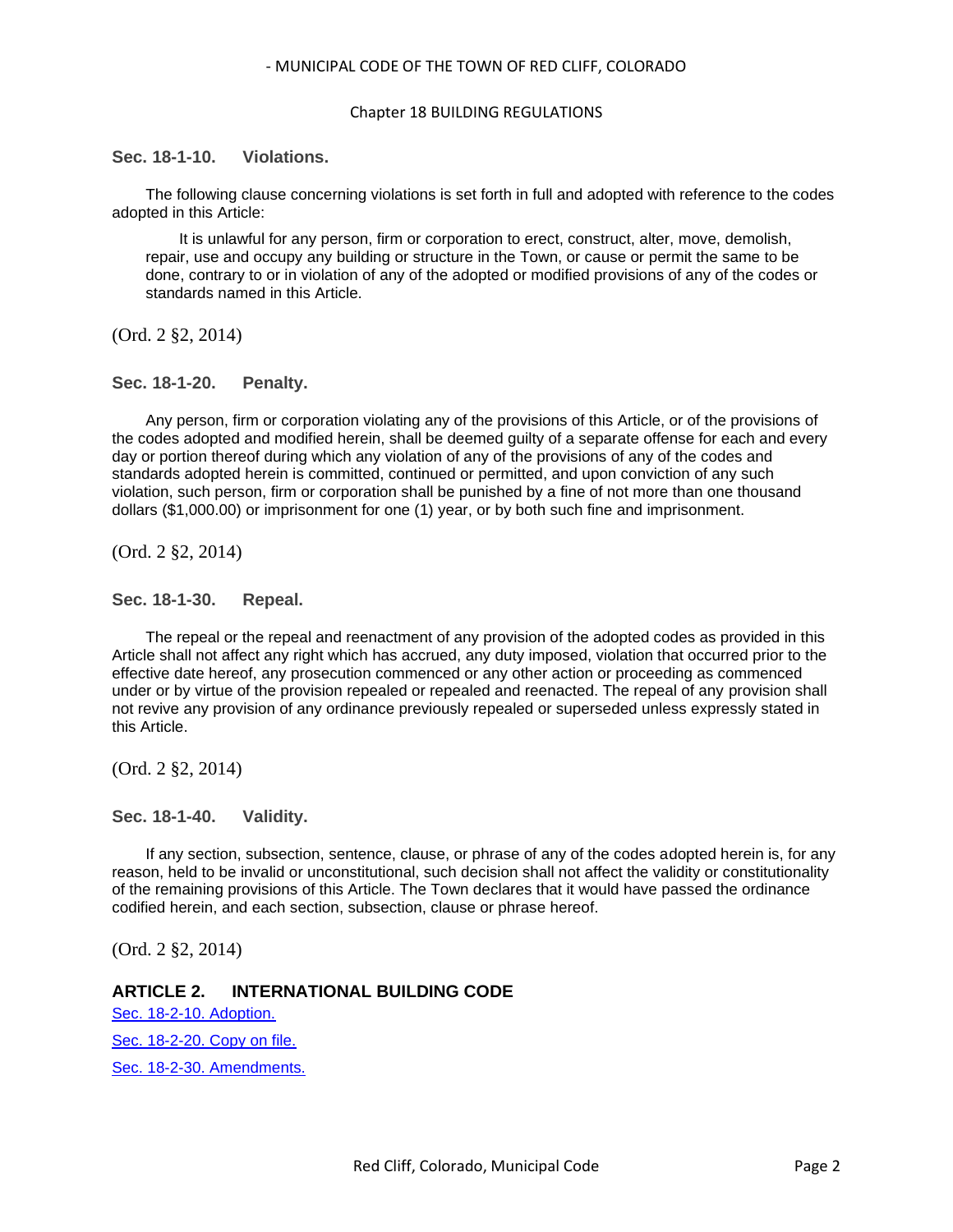### Sec. 18-1-10. Violations.

The following clause concerning violations is set forth in full and adopted with reference to the codes adopted in this Article:

> It is unlawful for any person, firm or corporation to erect, construct, alter, move, demolish, repair, use and occupy any building or structure in the Town, or cause or permit the same to be done, contrary to or in violation of any of the adopted or modified provisions of any of the codes or standards named in this Article.

(Ord. 2 §2, 2014)

### Sec. 18-1-20. Penalty.

Any person, firm or corporation violating any of the provisions of this Article, or of the provisions of the codes adopted and modified herein, shall be deemed guilty of a separate offense for each and every day or portion thereof during which any violation of any of the provisions of any of the codes and standards adopted herein is committed, continued or permitted, and upon conviction of any such violation, such person, firm or corporation shall be punished by a fine of not more than one thousand dollars ($1,000.00) or imprisonment for one (1) year, or by both such fine and imprisonment.

(Ord. 2 §2, 2014)

### Sec. 18-1-30. Repeal.

The repeal or the repeal and reenactment of any provision of the adopted codes as provided in this Article shall not affect any right which has accrued, any duty imposed, violation that occurred prior to the effective date hereof, any prosecution commenced or any other action or proceeding as commenced under or by virtue of the provision repealed or repealed and reenacted. The repeal of any provision shall not revive any provision of any ordinance previously repealed or superseded unless expressly stated in this Article.

(Ord. 2 §2, 2014)

### Sec. 18-1-40. Validity.

If any section, subsection, sentence, clause, or phrase of any of the codes adopted herein is, for any reason, held to be invalid or unconstitutional, such decision shall not affect the validity or constitutionality of the remaining provisions of this Article. The Town declares that it would have passed the ordinance codified herein, and each section, subsection, clause or phrase hereof.

(Ord. 2 §2, 2014)

## ARTICLE 2. INTERNATIONAL BUILDING CODE

Sec. 18-2-10. Adoption.

Sec. 18-2-20. Copy on file.

Sec. 18-2-30. Amendments.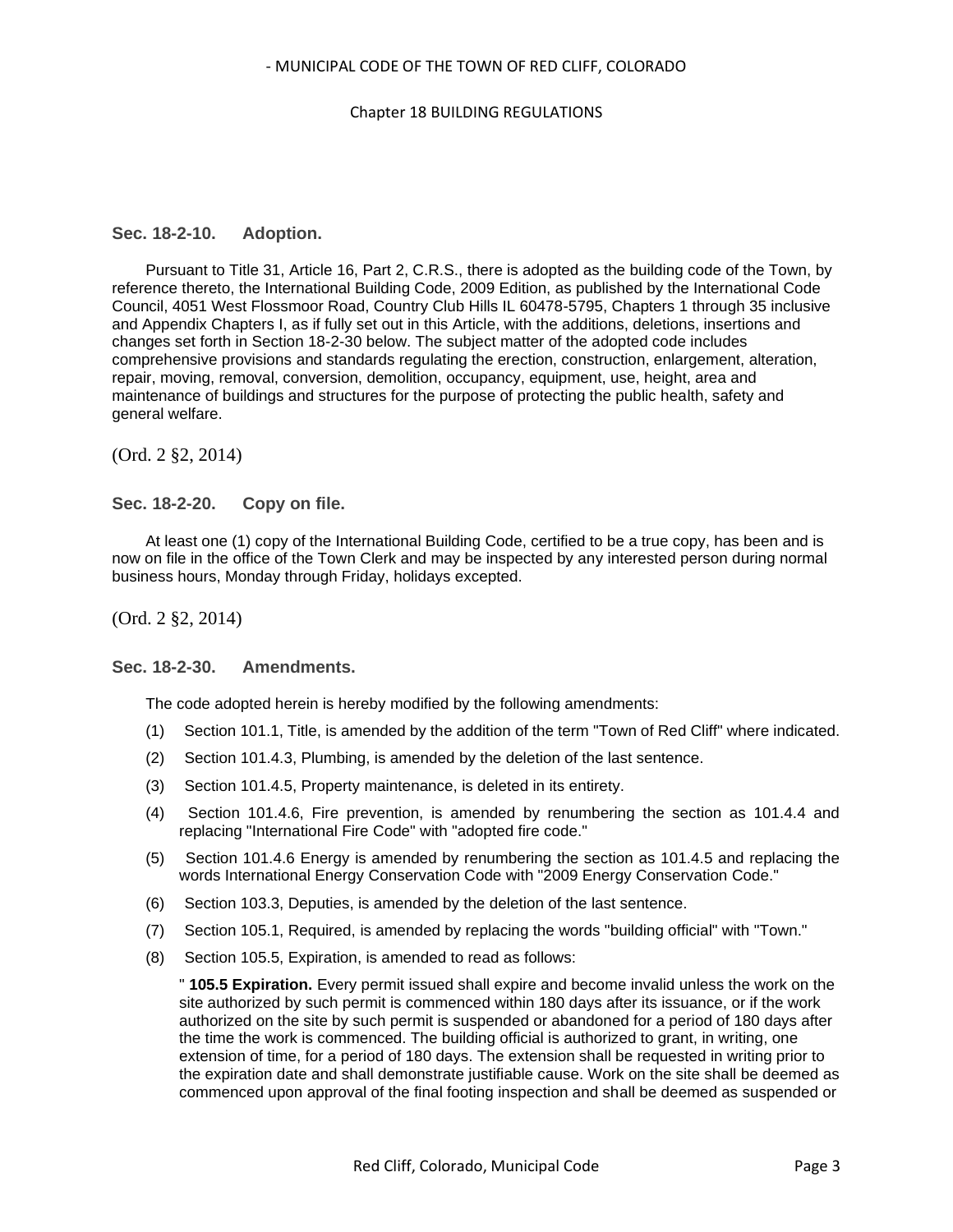### Sec. 18-2-10. Adoption.

Pursuant to Title 31, Article 16, Part 2, C.R.S., there is adopted as the building code of the Town, by reference thereto, the International Building Code, 2009 Edition, as published by the International Code Council, 4051 West Flossmoor Road, Country Club Hills IL 60478-5795, Chapters 1 through 35 inclusive and Appendix Chapters I, as if fully set out in this Article, with the additions, deletions, insertions and changes set forth in Section 18-2-30 below. The subject matter of the adopted code includes comprehensive provisions and standards regulating the erection, construction, enlargement, alteration, repair, moving, removal, conversion, demolition, occupancy, equipment, use, height, area and maintenance of buildings and structures for the purpose of protecting the public health, safety and general welfare.

(Ord. 2 §2, 2014)

### Sec. 18-2-20. Copy on file.

At least one (1) copy of the International Building Code, certified to be a true copy, has been and is now on file in the office of the Town Clerk and may be inspected by any interested person during normal business hours, Monday through Friday, holidays excepted.

(Ord. 2 §2, 2014)

### Sec. 18-2-30. Amendments.

The code adopted herein is hereby modified by the following amendments:

(1) Section 101.1, Title, is amended by the addition of the term "Town of Red Cliff" where indicated.

(2) Section 101.4.3, Plumbing, is amended by the deletion of the last sentence.

(3) Section 101.4.5, Property maintenance, is deleted in its entirety.

(4) Section 101.4.6, Fire prevention, is amended by renumbering the section as 101.4.4 and replacing "International Fire Code" with "adopted fire code."

(5) Section 101.4.6 Energy is amended by renumbering the section as 101.4.5 and replacing the words International Energy Conservation Code with "2009 Energy Conservation Code."

(6) Section 103.3, Deputies, is amended by the deletion of the last sentence.

(7) Section 105.1, Required, is amended by replacing the words "building official" with "Town."

(8) Section 105.5, Expiration, is amended to read as follows:

" **105.5 Expiration.** Every permit issued shall expire and become invalid unless the work on the site authorized by such permit is commenced within 180 days after its issuance, or if the work authorized on the site by such permit is suspended or abandoned for a period of 180 days after the time the work is commenced. The building official is authorized to grant, in writing, one extension of time, for a period of 180 days. The extension shall be requested in writing prior to the expiration date and shall demonstrate justifiable cause. Work on the site shall be deemed as commenced upon approval of the final footing inspection and shall be deemed as suspended or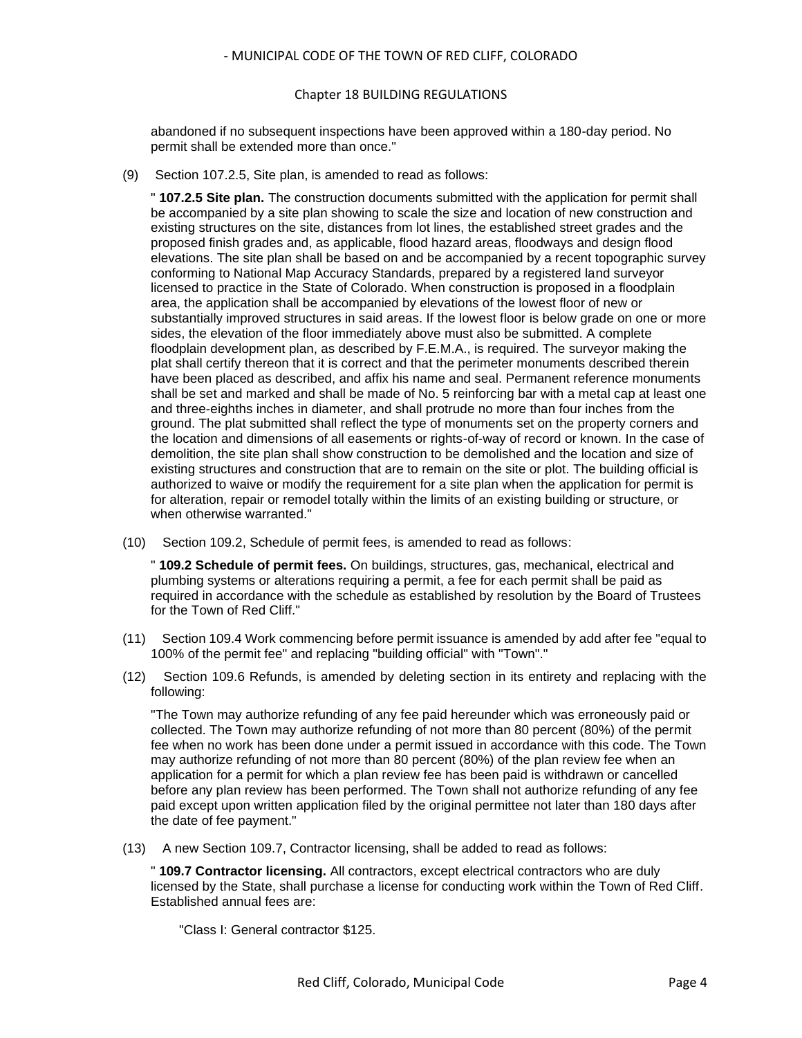abandoned if no subsequent inspections have been approved within a 180-day period. No permit shall be extended more than once."

(9) Section 107.2.5, Site plan, is amended to read as follows:

" **107.2.5 Site plan.** The construction documents submitted with the application for permit shall be accompanied by a site plan showing to scale the size and location of new construction and existing structures on the site, distances from lot lines, the established street grades and the proposed finish grades and, as applicable, flood hazard areas, floodways and design flood elevations. The site plan shall be based on and be accompanied by a recent topographic survey conforming to National Map Accuracy Standards, prepared by a registered land surveyor licensed to practice in the State of Colorado. When construction is proposed in a floodplain area, the application shall be accompanied by elevations of the lowest floor of new or substantially improved structures in said areas. If the lowest floor is below grade on one or more sides, the elevation of the floor immediately above must also be submitted. A complete floodplain development plan, as described by F.E.M.A., is required. The surveyor making the plat shall certify thereon that it is correct and that the perimeter monuments described therein have been placed as described, and affix his name and seal. Permanent reference monuments shall be set and marked and shall be made of No. 5 reinforcing bar with a metal cap at least one and three-eighths inches in diameter, and shall protrude no more than four inches from the ground. The plat submitted shall reflect the type of monuments set on the property corners and the location and dimensions of all easements or rights-of-way of record or known. In the case of demolition, the site plan shall show construction to be demolished and the location and size of existing structures and construction that are to remain on the site or plot. The building official is authorized to waive or modify the requirement for a site plan when the application for permit is for alteration, repair or remodel totally within the limits of an existing building or structure, or when otherwise warranted."

(10) Section 109.2, Schedule of permit fees, is amended to read as follows:

" **109.2 Schedule of permit fees.** On buildings, structures, gas, mechanical, electrical and plumbing systems or alterations requiring a permit, a fee for each permit shall be paid as required in accordance with the schedule as established by resolution by the Board of Trustees for the Town of Red Cliff."

(11) Section 109.4 Work commencing before permit issuance is amended by add after fee "equal to 100% of the permit fee" and replacing "building official" with "Town"."

(12) Section 109.6 Refunds, is amended by deleting section in its entirety and replacing with the following:

"The Town may authorize refunding of any fee paid hereunder which was erroneously paid or collected. The Town may authorize refunding of not more than 80 percent (80%) of the permit fee when no work has been done under a permit issued in accordance with this code. The Town may authorize refunding of not more than 80 percent (80%) of the plan review fee when an application for a permit for which a plan review fee has been paid is withdrawn or cancelled before any plan review has been performed. The Town shall not authorize refunding of any fee paid except upon written application filed by the original permittee not later than 180 days after the date of fee payment."

(13) A new Section 109.7, Contractor licensing, shall be added to read as follows:

" **109.7 Contractor licensing.** All contractors, except electrical contractors who are duly licensed by the State, shall purchase a license for conducting work within the Town of Red Cliff. Established annual fees are:

"Class I: General contractor $125.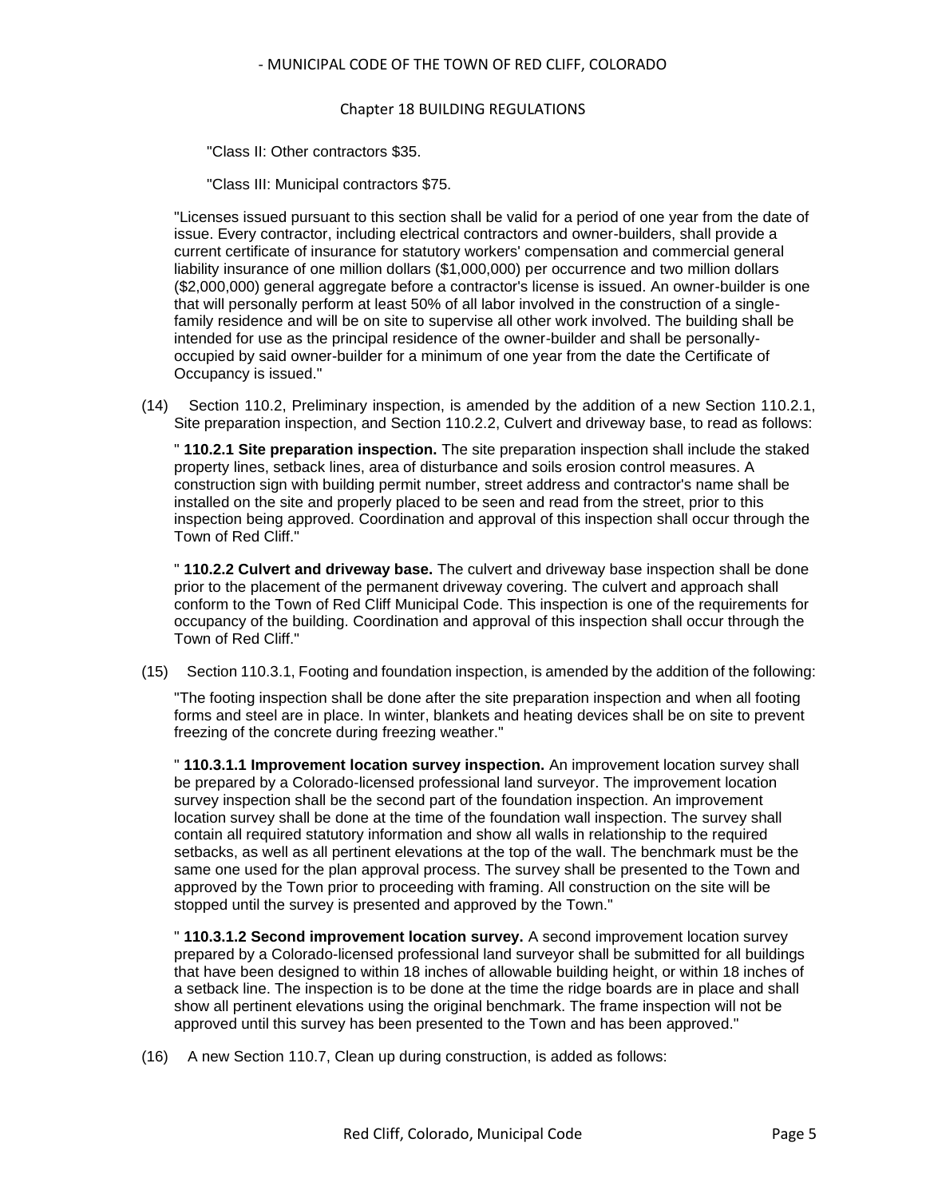"Class II: Other contractors $35.

"Class III: Municipal contractors $75.

"Licenses issued pursuant to this section shall be valid for a period of one year from the date of issue. Every contractor, including electrical contractors and owner-builders, shall provide a current certificate of insurance for statutory workers' compensation and commercial general liability insurance of one million dollars ($1,000,000) per occurrence and two million dollars ($2,000,000) general aggregate before a contractor's license is issued. An owner-builder is one that will personally perform at least 50% of all labor involved in the construction of a single-family residence and will be on site to supervise all other work involved. The building shall be intended for use as the principal residence of the owner-builder and shall be personally-occupied by said owner-builder for a minimum of one year from the date the Certificate of Occupancy is issued."

(14) Section 110.2, Preliminary inspection, is amended by the addition of a new Section 110.2.1, Site preparation inspection, and Section 110.2.2, Culvert and driveway base, to read as follows:

" **110.2.1 Site preparation inspection.** The site preparation inspection shall include the staked property lines, setback lines, area of disturbance and soils erosion control measures. A construction sign with building permit number, street address and contractor's name shall be installed on the site and properly placed to be seen and read from the street, prior to this inspection being approved. Coordination and approval of this inspection shall occur through the Town of Red Cliff."

" **110.2.2 Culvert and driveway base.** The culvert and driveway base inspection shall be done prior to the placement of the permanent driveway covering. The culvert and approach shall conform to the Town of Red Cliff Municipal Code. This inspection is one of the requirements for occupancy of the building. Coordination and approval of this inspection shall occur through the Town of Red Cliff."

(15) Section 110.3.1, Footing and foundation inspection, is amended by the addition of the following:

"The footing inspection shall be done after the site preparation inspection and when all footing forms and steel are in place. In winter, blankets and heating devices shall be on site to prevent freezing of the concrete during freezing weather."

" **110.3.1.1 Improvement location survey inspection.** An improvement location survey shall be prepared by a Colorado-licensed professional land surveyor. The improvement location survey inspection shall be the second part of the foundation inspection. An improvement location survey shall be done at the time of the foundation wall inspection. The survey shall contain all required statutory information and show all walls in relationship to the required setbacks, as well as all pertinent elevations at the top of the wall. The benchmark must be the same one used for the plan approval process. The survey shall be presented to the Town and approved by the Town prior to proceeding with framing. All construction on the site will be stopped until the survey is presented and approved by the Town."

" **110.3.1.2 Second improvement location survey.** A second improvement location survey prepared by a Colorado-licensed professional land surveyor shall be submitted for all buildings that have been designed to within 18 inches of allowable building height, or within 18 inches of a setback line. The inspection is to be done at the time the ridge boards are in place and shall show all pertinent elevations using the original benchmark. The frame inspection will not be approved until this survey has been presented to the Town and has been approved."

(16) A new Section 110.7, Clean up during construction, is added as follows: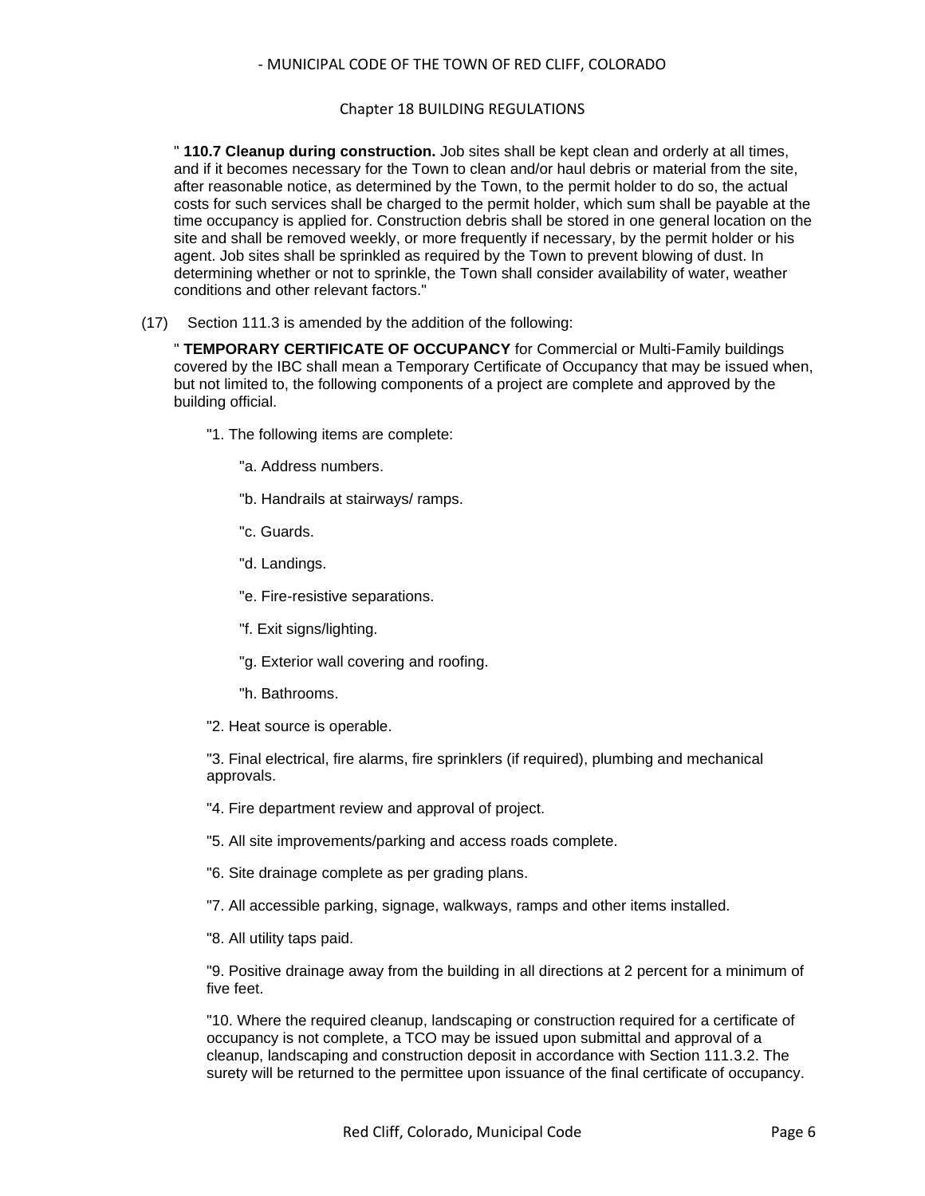" **110.7 Cleanup during construction.** Job sites shall be kept clean and orderly at all times, and if it becomes necessary for the Town to clean and/or haul debris or material from the site, after reasonable notice, as determined by the Town, to the permit holder to do so, the actual costs for such services shall be charged to the permit holder, which sum shall be payable at the time occupancy is applied for. Construction debris shall be stored in one general location on the site and shall be removed weekly, or more frequently if necessary, by the permit holder or his agent. Job sites shall be sprinkled as required by the Town to prevent blowing of dust. In determining whether or not to sprinkle, the Town shall consider availability of water, weather conditions and other relevant factors."

(17) Section 111.3 is amended by the addition of the following:

" **TEMPORARY CERTIFICATE OF OCCUPANCY** for Commercial or Multi-Family buildings covered by the IBC shall mean a Temporary Certificate of Occupancy that may be issued when, but not limited to, the following components of a project are complete and approved by the building official.

"1. The following items are complete:

"a. Address numbers.

"b. Handrails at stairways/ ramps.

"c. Guards.

"d. Landings.

"e. Fire-resistive separations.

"f. Exit signs/lighting.

"g. Exterior wall covering and roofing.

"h. Bathrooms.

"2. Heat source is operable.

"3. Final electrical, fire alarms, fire sprinklers (if required), plumbing and mechanical approvals.

"4. Fire department review and approval of project.

"5. All site improvements/parking and access roads complete.

"6. Site drainage complete as per grading plans.

"7. All accessible parking, signage, walkways, ramps and other items installed.

"8. All utility taps paid.

"9. Positive drainage away from the building in all directions at 2 percent for a minimum of five feet.

"10. Where the required cleanup, landscaping or construction required for a certificate of occupancy is not complete, a TCO may be issued upon submittal and approval of a cleanup, landscaping and construction deposit in accordance with Section 111.3.2. The surety will be returned to the permittee upon issuance of the final certificate of occupancy.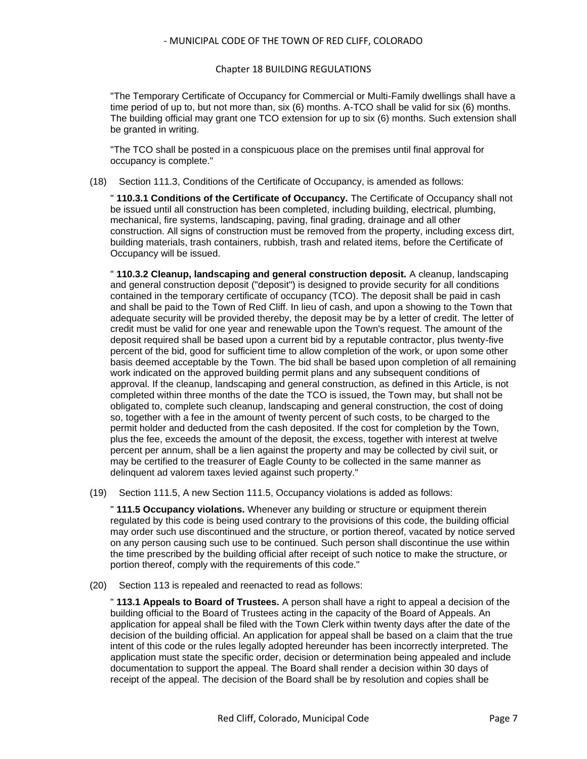"The Temporary Certificate of Occupancy for Commercial or Multi-Family dwellings shall have a time period of up to, but not more than, six (6) months. A-TCO shall be valid for six (6) months. The building official may grant one TCO extension for up to six (6) months. Such extension shall be granted in writing.

"The TCO shall be posted in a conspicuous place on the premises until final approval for occupancy is complete."

(18) Section 111.3, Conditions of the Certificate of Occupancy, is amended as follows:

" **110.3.1 Conditions of the Certificate of Occupancy.** The Certificate of Occupancy shall not be issued until all construction has been completed, including building, electrical, plumbing, mechanical, fire systems, landscaping, paving, final grading, drainage and all other construction. All signs of construction must be removed from the property, including excess dirt, building materials, trash containers, rubbish, trash and related items, before the Certificate of Occupancy will be issued.

" **110.3.2 Cleanup, landscaping and general construction deposit.** A cleanup, landscaping and general construction deposit ("deposit") is designed to provide security for all conditions contained in the temporary certificate of occupancy (TCO). The deposit shall be paid in cash and shall be paid to the Town of Red Cliff. In lieu of cash, and upon a showing to the Town that adequate security will be provided thereby, the deposit may be by a letter of credit. The letter of credit must be valid for one year and renewable upon the Town's request. The amount of the deposit required shall be based upon a current bid by a reputable contractor, plus twenty-five percent of the bid, good for sufficient time to allow completion of the work, or upon some other basis deemed acceptable by the Town. The bid shall be based upon completion of all remaining work indicated on the approved building permit plans and any subsequent conditions of approval. If the cleanup, landscaping and general construction, as defined in this Article, is not completed within three months of the date the TCO is issued, the Town may, but shall not be obligated to, complete such cleanup, landscaping and general construction, the cost of doing so, together with a fee in the amount of twenty percent of such costs, to be charged to the permit holder and deducted from the cash deposited. If the cost for completion by the Town, plus the fee, exceeds the amount of the deposit, the excess, together with interest at twelve percent per annum, shall be a lien against the property and may be collected by civil suit, or may be certified to the treasurer of Eagle County to be collected in the same manner as delinquent ad valorem taxes levied against such property."

(19) Section 111.5, A new Section 111.5, Occupancy violations is added as follows:

" **111.5 Occupancy violations.** Whenever any building or structure or equipment therein regulated by this code is being used contrary to the provisions of this code, the building official may order such use discontinued and the structure, or portion thereof, vacated by notice served on any person causing such use to be continued. Such person shall discontinue the use within the time prescribed by the building official after receipt of such notice to make the structure, or portion thereof, comply with the requirements of this code."

(20) Section 113 is repealed and reenacted to read as follows:

" **113.1 Appeals to Board of Trustees.** A person shall have a right to appeal a decision of the building official to the Board of Trustees acting in the capacity of the Board of Appeals. An application for appeal shall be filed with the Town Clerk within twenty days after the date of the decision of the building official. An application for appeal shall be based on a claim that the true intent of this code or the rules legally adopted hereunder has been incorrectly interpreted. The application must state the specific order, decision or determination being appealed and include documentation to support the appeal. The Board shall render a decision within 30 days of receipt of the appeal. The decision of the Board shall be by resolution and copies shall be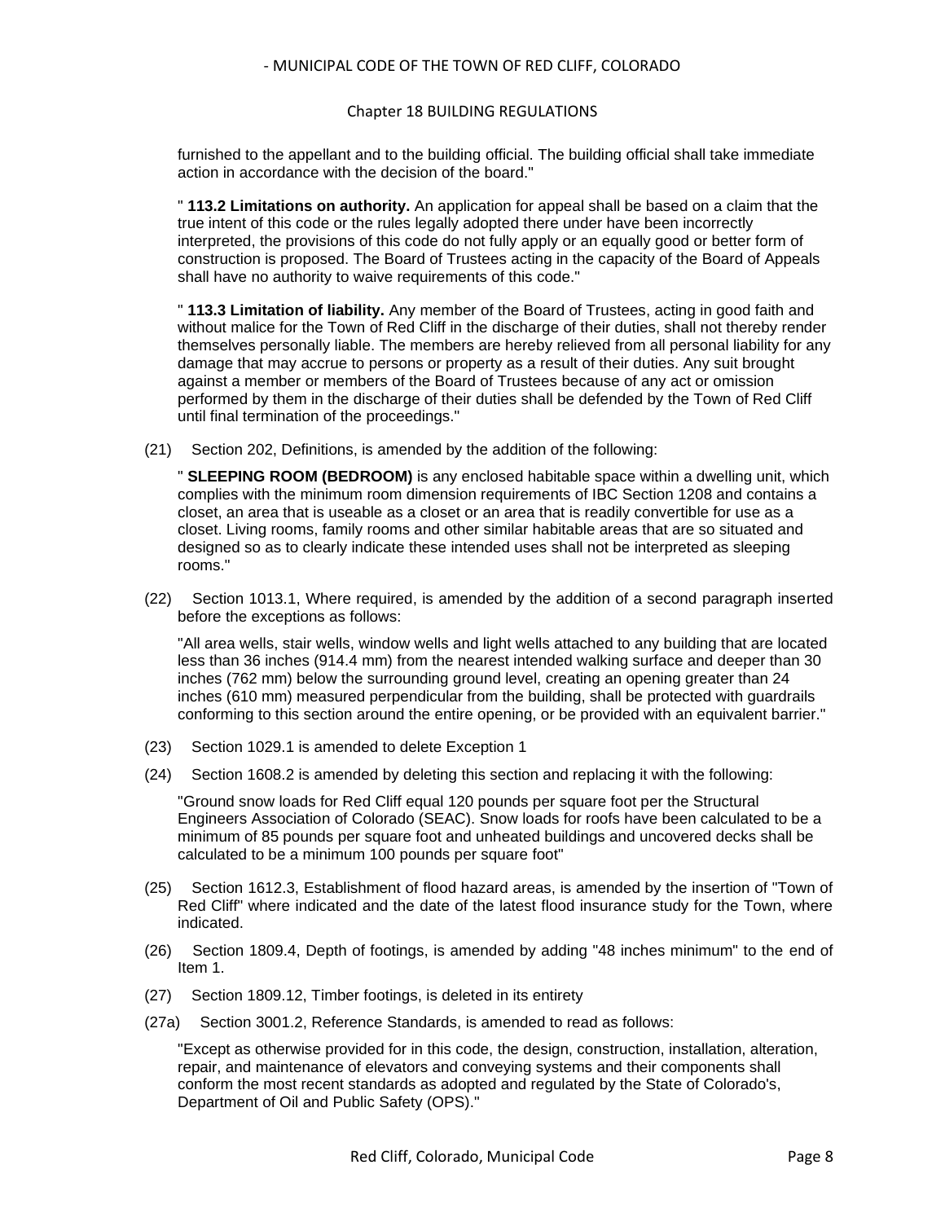furnished to the appellant and to the building official. The building official shall take immediate action in accordance with the decision of the board."

" **113.2 Limitations on authority.** An application for appeal shall be based on a claim that the true intent of this code or the rules legally adopted there under have been incorrectly interpreted, the provisions of this code do not fully apply or an equally good or better form of construction is proposed. The Board of Trustees acting in the capacity of the Board of Appeals shall have no authority to waive requirements of this code."

" **113.3 Limitation of liability.** Any member of the Board of Trustees, acting in good faith and without malice for the Town of Red Cliff in the discharge of their duties, shall not thereby render themselves personally liable. The members are hereby relieved from all personal liability for any damage that may accrue to persons or property as a result of their duties. Any suit brought against a member or members of the Board of Trustees because of any act or omission performed by them in the discharge of their duties shall be defended by the Town of Red Cliff until final termination of the proceedings."

(21) Section 202, Definitions, is amended by the addition of the following:

" **SLEEPING ROOM (BEDROOM)** is any enclosed habitable space within a dwelling unit, which complies with the minimum room dimension requirements of IBC Section 1208 and contains a closet, an area that is useable as a closet or an area that is readily convertible for use as a closet. Living rooms, family rooms and other similar habitable areas that are so situated and designed so as to clearly indicate these intended uses shall not be interpreted as sleeping rooms."

(22) Section 1013.1, Where required, is amended by the addition of a second paragraph inserted before the exceptions as follows:

"All area wells, stair wells, window wells and light wells attached to any building that are located less than 36 inches (914.4 mm) from the nearest intended walking surface and deeper than 30 inches (762 mm) below the surrounding ground level, creating an opening greater than 24 inches (610 mm) measured perpendicular from the building, shall be protected with guardrails conforming to this section around the entire opening, or be provided with an equivalent barrier."

(23) Section 1029.1 is amended to delete Exception 1

(24) Section 1608.2 is amended by deleting this section and replacing it with the following:

"Ground snow loads for Red Cliff equal 120 pounds per square foot per the Structural Engineers Association of Colorado (SEAC). Snow loads for roofs have been calculated to be a minimum of 85 pounds per square foot and unheated buildings and uncovered decks shall be calculated to be a minimum 100 pounds per square foot"

(25) Section 1612.3, Establishment of flood hazard areas, is amended by the insertion of "Town of Red Cliff" where indicated and the date of the latest flood insurance study for the Town, where indicated.

(26) Section 1809.4, Depth of footings, is amended by adding "48 inches minimum" to the end of Item 1.

(27) Section 1809.12, Timber footings, is deleted in its entirety

(27a) Section 3001.2, Reference Standards, is amended to read as follows:

"Except as otherwise provided for in this code, the design, construction, installation, alteration, repair, and maintenance of elevators and conveying systems and their components shall conform the most recent standards as adopted and regulated by the State of Colorado's, Department of Oil and Public Safety (OPS)."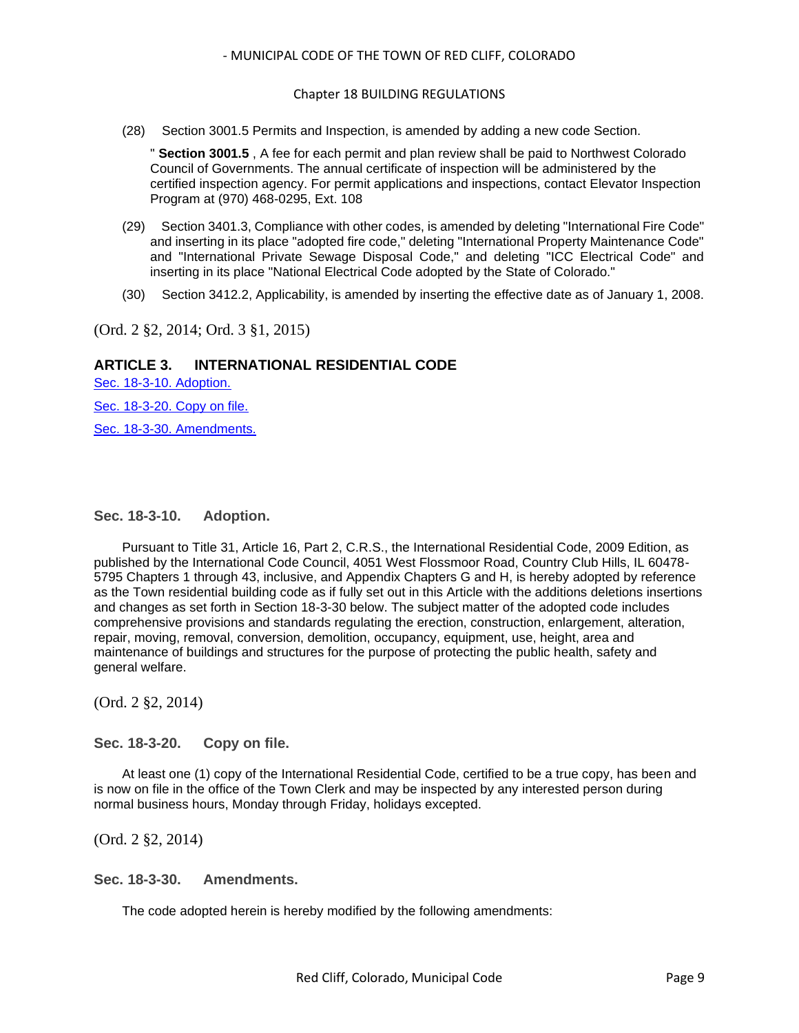(28) Section 3001.5 Permits and Inspection, is amended by adding a new code Section.

" **Section 3001.5** , A fee for each permit and plan review shall be paid to Northwest Colorado Council of Governments. The annual certificate of inspection will be administered by the certified inspection agency. For permit applications and inspections, contact Elevator Inspection Program at (970) 468-0295, Ext. 108

(29) Section 3401.3, Compliance with other codes, is amended by deleting "International Fire Code" and inserting in its place "adopted fire code," deleting "International Property Maintenance Code" and "International Private Sewage Disposal Code," and deleting "ICC Electrical Code" and inserting in its place "National Electrical Code adopted by the State of Colorado."

(30) Section 3412.2, Applicability, is amended by inserting the effective date as of January 1, 2008.

(Ord. 2 §2, 2014; Ord. 3 §1, 2015)

## ARTICLE 3. INTERNATIONAL RESIDENTIAL CODE

Sec. 18-3-10. Adoption.

Sec. 18-3-20. Copy on file.

Sec. 18-3-30. Amendments.

### Sec. 18-3-10. Adoption.

Pursuant to Title 31, Article 16, Part 2, C.R.S., the International Residential Code, 2009 Edition, as published by the International Code Council, 4051 West Flossmoor Road, Country Club Hills, IL 60478-5795 Chapters 1 through 43, inclusive, and Appendix Chapters G and H, is hereby adopted by reference as the Town residential building code as if fully set out in this Article with the additions deletions insertions and changes as set forth in Section 18-3-30 below. The subject matter of the adopted code includes comprehensive provisions and standards regulating the erection, construction, enlargement, alteration, repair, moving, removal, conversion, demolition, occupancy, equipment, use, height, area and maintenance of buildings and structures for the purpose of protecting the public health, safety and general welfare.

(Ord. 2 §2, 2014)

### Sec. 18-3-20. Copy on file.

At least one (1) copy of the International Residential Code, certified to be a true copy, has been and is now on file in the office of the Town Clerk and may be inspected by any interested person during normal business hours, Monday through Friday, holidays excepted.

(Ord. 2 §2, 2014)

### Sec. 18-3-30. Amendments.

The code adopted herein is hereby modified by the following amendments: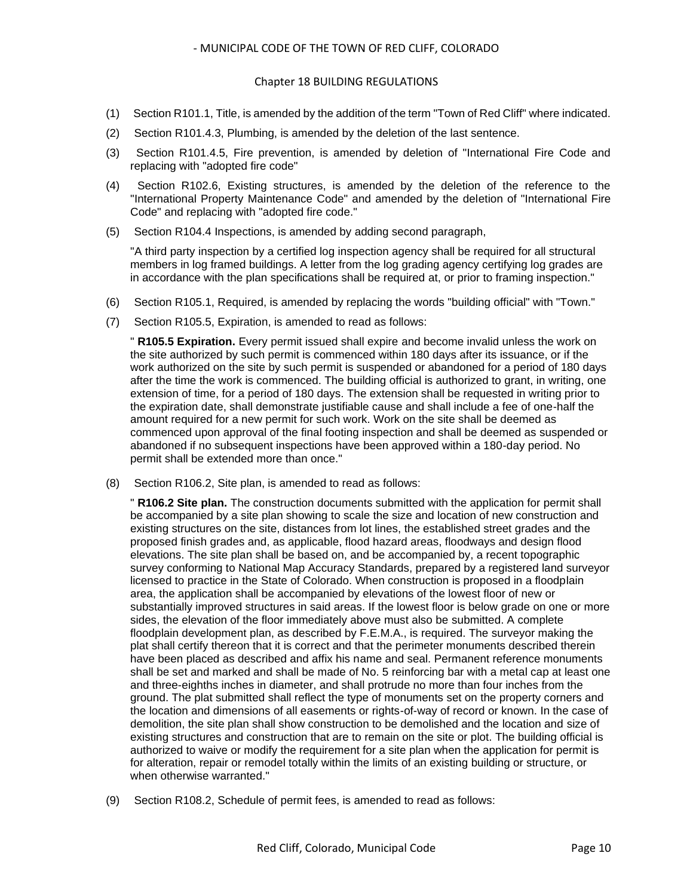(1) Section R101.1, Title, is amended by the addition of the term "Town of Red Cliff" where indicated.

(2) Section R101.4.3, Plumbing, is amended by the deletion of the last sentence.

(3) Section R101.4.5, Fire prevention, is amended by deletion of "International Fire Code and replacing with "adopted fire code"

(4) Section R102.6, Existing structures, is amended by the deletion of the reference to the "International Property Maintenance Code" and amended by the deletion of "International Fire Code" and replacing with "adopted fire code."

(5) Section R104.4 Inspections, is amended by adding second paragraph,

"A third party inspection by a certified log inspection agency shall be required for all structural members in log framed buildings. A letter from the log grading agency certifying log grades are in accordance with the plan specifications shall be required at, or prior to framing inspection."

(6) Section R105.1, Required, is amended by replacing the words "building official" with "Town."

(7) Section R105.5, Expiration, is amended to read as follows:

" **R105.5 Expiration.** Every permit issued shall expire and become invalid unless the work on the site authorized by such permit is commenced within 180 days after its issuance, or if the work authorized on the site by such permit is suspended or abandoned for a period of 180 days after the time the work is commenced. The building official is authorized to grant, in writing, one extension of time, for a period of 180 days. The extension shall be requested in writing prior to the expiration date, shall demonstrate justifiable cause and shall include a fee of one-half the amount required for a new permit for such work. Work on the site shall be deemed as commenced upon approval of the final footing inspection and shall be deemed as suspended or abandoned if no subsequent inspections have been approved within a 180-day period. No permit shall be extended more than once."

(8) Section R106.2, Site plan, is amended to read as follows:

" **R106.2 Site plan.** The construction documents submitted with the application for permit shall be accompanied by a site plan showing to scale the size and location of new construction and existing structures on the site, distances from lot lines, the established street grades and the proposed finish grades and, as applicable, flood hazard areas, floodways and design flood elevations. The site plan shall be based on, and be accompanied by, a recent topographic survey conforming to National Map Accuracy Standards, prepared by a registered land surveyor licensed to practice in the State of Colorado. When construction is proposed in a floodplain area, the application shall be accompanied by elevations of the lowest floor of new or substantially improved structures in said areas. If the lowest floor is below grade on one or more sides, the elevation of the floor immediately above must also be submitted. A complete floodplain development plan, as described by F.E.M.A., is required. The surveyor making the plat shall certify thereon that it is correct and that the perimeter monuments described therein have been placed as described and affix his name and seal. Permanent reference monuments shall be set and marked and shall be made of No. 5 reinforcing bar with a metal cap at least one and three-eighths inches in diameter, and shall protrude no more than four inches from the ground. The plat submitted shall reflect the type of monuments set on the property corners and the location and dimensions of all easements or rights-of-way of record or known. In the case of demolition, the site plan shall show construction to be demolished and the location and size of existing structures and construction that are to remain on the site or plot. The building official is authorized to waive or modify the requirement for a site plan when the application for permit is for alteration, repair or remodel totally within the limits of an existing building or structure, or when otherwise warranted."

(9) Section R108.2, Schedule of permit fees, is amended to read as follows: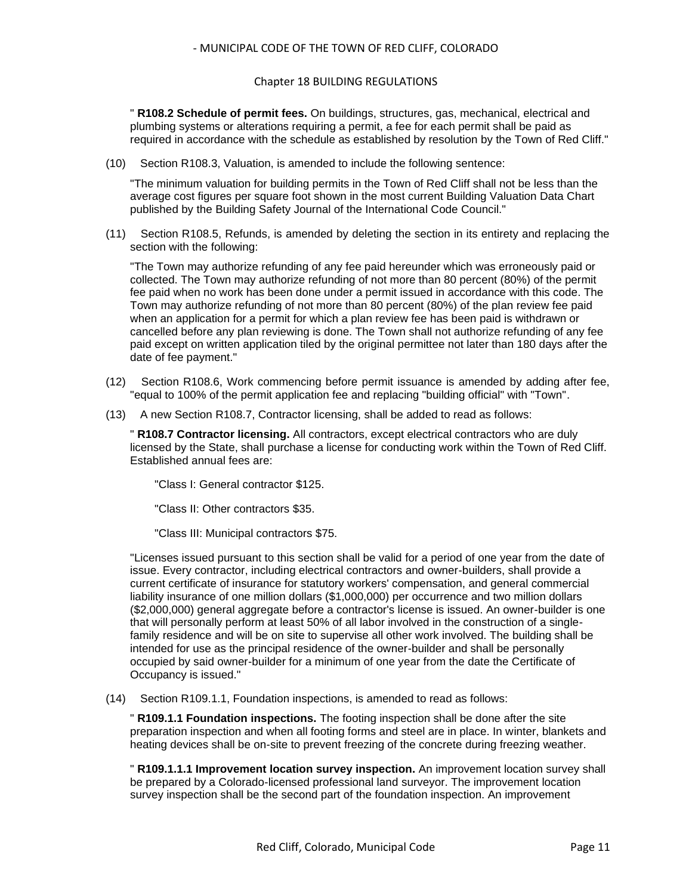" **R108.2 Schedule of permit fees.** On buildings, structures, gas, mechanical, electrical and plumbing systems or alterations requiring a permit, a fee for each permit shall be paid as required in accordance with the schedule as established by resolution by the Town of Red Cliff."

(10) Section R108.3, Valuation, is amended to include the following sentence:

"The minimum valuation for building permits in the Town of Red Cliff shall not be less than the average cost figures per square foot shown in the most current Building Valuation Data Chart published by the Building Safety Journal of the International Code Council."

(11) Section R108.5, Refunds, is amended by deleting the section in its entirety and replacing the section with the following:

"The Town may authorize refunding of any fee paid hereunder which was erroneously paid or collected. The Town may authorize refunding of not more than 80 percent (80%) of the permit fee paid when no work has been done under a permit issued in accordance with this code. The Town may authorize refunding of not more than 80 percent (80%) of the plan review fee paid when an application for a permit for which a plan review fee has been paid is withdrawn or cancelled before any plan reviewing is done. The Town shall not authorize refunding of any fee paid except on written application tiled by the original permittee not later than 180 days after the date of fee payment."

(12) Section R108.6, Work commencing before permit issuance is amended by adding after fee, "equal to 100% of the permit application fee and replacing "building official" with "Town".

(13) A new Section R108.7, Contractor licensing, shall be added to read as follows:

" **R108.7 Contractor licensing.** All contractors, except electrical contractors who are duly licensed by the State, shall purchase a license for conducting work within the Town of Red Cliff. Established annual fees are:

"Class I: General contractor $125.

"Class II: Other contractors $35.

"Class III: Municipal contractors $75.

"Licenses issued pursuant to this section shall be valid for a period of one year from the date of issue. Every contractor, including electrical contractors and owner-builders, shall provide a current certificate of insurance for statutory workers' compensation, and general commercial liability insurance of one million dollars ($1,000,000) per occurrence and two million dollars ($2,000,000) general aggregate before a contractor's license is issued. An owner-builder is one that will personally perform at least 50% of all labor involved in the construction of a single-family residence and will be on site to supervise all other work involved. The building shall be intended for use as the principal residence of the owner-builder and shall be personally occupied by said owner-builder for a minimum of one year from the date the Certificate of Occupancy is issued."

(14) Section R109.1.1, Foundation inspections, is amended to read as follows:

" **R109.1.1 Foundation inspections.** The footing inspection shall be done after the site preparation inspection and when all footing forms and steel are in place. In winter, blankets and heating devices shall be on-site to prevent freezing of the concrete during freezing weather.

" **R109.1.1.1 Improvement location survey inspection.** An improvement location survey shall be prepared by a Colorado-licensed professional land surveyor. The improvement location survey inspection shall be the second part of the foundation inspection. An improvement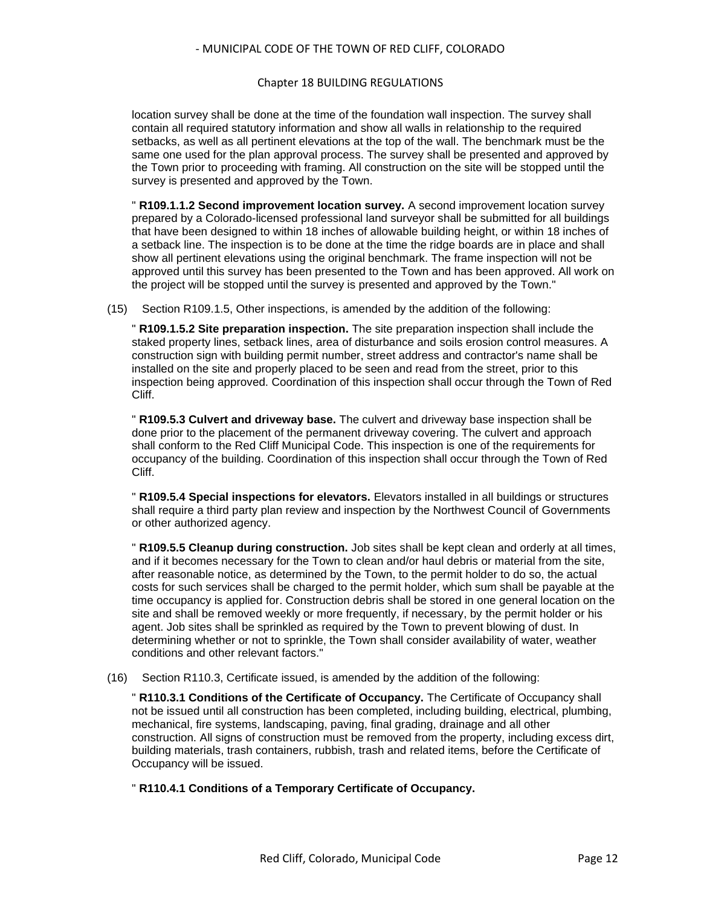location survey shall be done at the time of the foundation wall inspection. The survey shall contain all required statutory information and show all walls in relationship to the required setbacks, as well as all pertinent elevations at the top of the wall. The benchmark must be the same one used for the plan approval process. The survey shall be presented and approved by the Town prior to proceeding with framing. All construction on the site will be stopped until the survey is presented and approved by the Town.

" **R109.1.1.2 Second improvement location survey.** A second improvement location survey prepared by a Colorado-licensed professional land surveyor shall be submitted for all buildings that have been designed to within 18 inches of allowable building height, or within 18 inches of a setback line. The inspection is to be done at the time the ridge boards are in place and shall show all pertinent elevations using the original benchmark. The frame inspection will not be approved until this survey has been presented to the Town and has been approved. All work on the project will be stopped until the survey is presented and approved by the Town."

(15) Section R109.1.5, Other inspections, is amended by the addition of the following:

" **R109.1.5.2 Site preparation inspection.** The site preparation inspection shall include the staked property lines, setback lines, area of disturbance and soils erosion control measures. A construction sign with building permit number, street address and contractor's name shall be installed on the site and properly placed to be seen and read from the street, prior to this inspection being approved. Coordination of this inspection shall occur through the Town of Red Cliff.

" **R109.5.3 Culvert and driveway base.** The culvert and driveway base inspection shall be done prior to the placement of the permanent driveway covering. The culvert and approach shall conform to the Red Cliff Municipal Code. This inspection is one of the requirements for occupancy of the building. Coordination of this inspection shall occur through the Town of Red Cliff.

" **R109.5.4 Special inspections for elevators.** Elevators installed in all buildings or structures shall require a third party plan review and inspection by the Northwest Council of Governments or other authorized agency.

" **R109.5.5 Cleanup during construction.** Job sites shall be kept clean and orderly at all times, and if it becomes necessary for the Town to clean and/or haul debris or material from the site, after reasonable notice, as determined by the Town, to the permit holder to do so, the actual costs for such services shall be charged to the permit holder, which sum shall be payable at the time occupancy is applied for. Construction debris shall be stored in one general location on the site and shall be removed weekly or more frequently, if necessary, by the permit holder or his agent. Job sites shall be sprinkled as required by the Town to prevent blowing of dust. In determining whether or not to sprinkle, the Town shall consider availability of water, weather conditions and other relevant factors."

(16) Section R110.3, Certificate issued, is amended by the addition of the following:

" **R110.3.1 Conditions of the Certificate of Occupancy.** The Certificate of Occupancy shall not be issued until all construction has been completed, including building, electrical, plumbing, mechanical, fire systems, landscaping, paving, final grading, drainage and all other construction. All signs of construction must be removed from the property, including excess dirt, building materials, trash containers, rubbish, trash and related items, before the Certificate of Occupancy will be issued.

" **R110.4.1 Conditions of a Temporary Certificate of Occupancy.**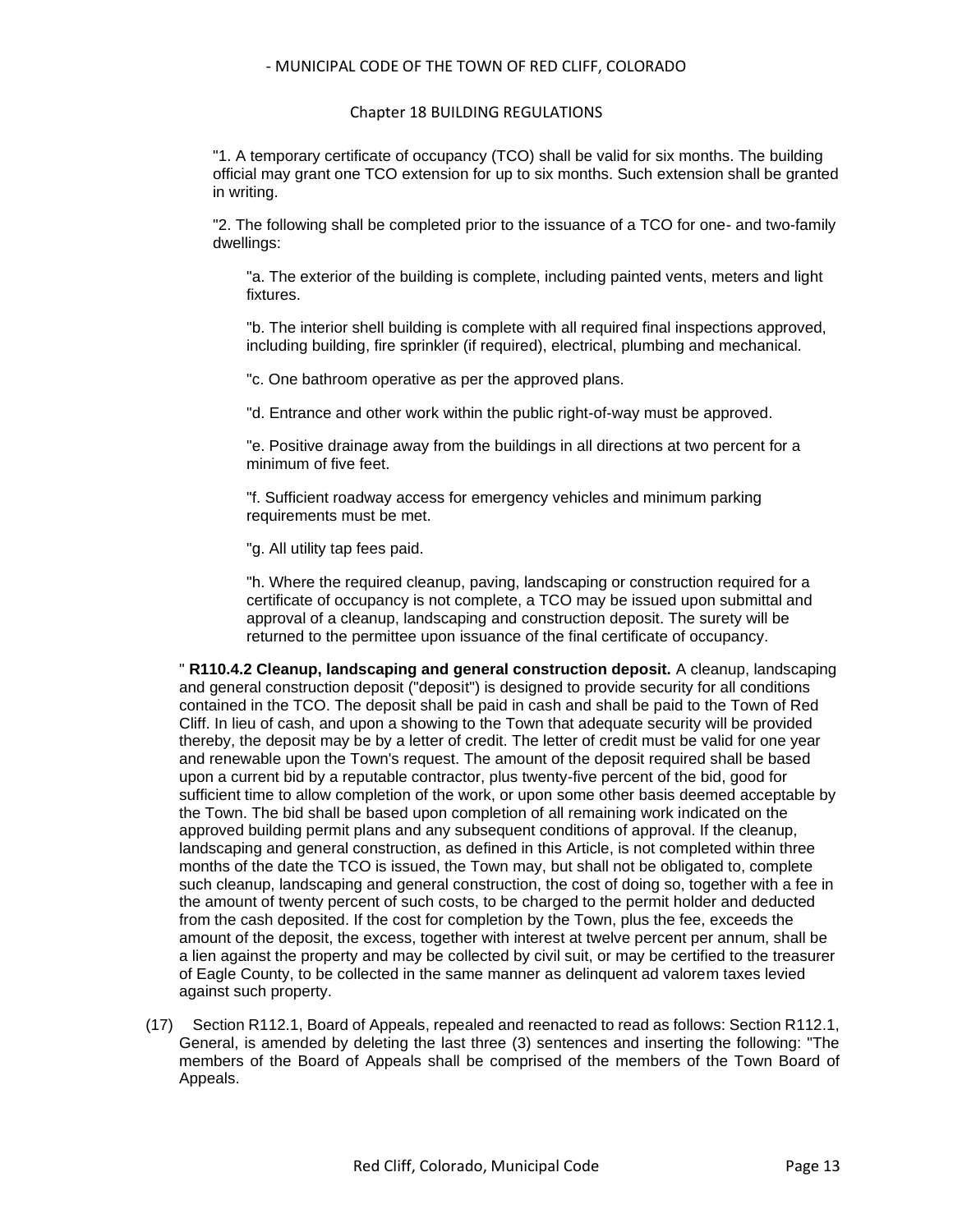"1. A temporary certificate of occupancy (TCO) shall be valid for six months. The building official may grant one TCO extension for up to six months. Such extension shall be granted in writing.

"2. The following shall be completed prior to the issuance of a TCO for one- and two-family dwellings:

"a. The exterior of the building is complete, including painted vents, meters and light fixtures.

"b. The interior shell building is complete with all required final inspections approved, including building, fire sprinkler (if required), electrical, plumbing and mechanical.

"c. One bathroom operative as per the approved plans.

"d. Entrance and other work within the public right-of-way must be approved.

"e. Positive drainage away from the buildings in all directions at two percent for a minimum of five feet.

"f. Sufficient roadway access for emergency vehicles and minimum parking requirements must be met.

"g. All utility tap fees paid.

"h. Where the required cleanup, paving, landscaping or construction required for a certificate of occupancy is not complete, a TCO may be issued upon submittal and approval of a cleanup, landscaping and construction deposit. The surety will be returned to the permittee upon issuance of the final certificate of occupancy.

" **R110.4.2 Cleanup, landscaping and general construction deposit.** A cleanup, landscaping and general construction deposit ("deposit") is designed to provide security for all conditions contained in the TCO. The deposit shall be paid in cash and shall be paid to the Town of Red Cliff. In lieu of cash, and upon a showing to the Town that adequate security will be provided thereby, the deposit may be by a letter of credit. The letter of credit must be valid for one year and renewable upon the Town's request. The amount of the deposit required shall be based upon a current bid by a reputable contractor, plus twenty-five percent of the bid, good for sufficient time to allow completion of the work, or upon some other basis deemed acceptable by the Town. The bid shall be based upon completion of all remaining work indicated on the approved building permit plans and any subsequent conditions of approval. If the cleanup, landscaping and general construction, as defined in this Article, is not completed within three months of the date the TCO is issued, the Town may, but shall not be obligated to, complete such cleanup, landscaping and general construction, the cost of doing so, together with a fee in the amount of twenty percent of such costs, to be charged to the permit holder and deducted from the cash deposited. If the cost for completion by the Town, plus the fee, exceeds the amount of the deposit, the excess, together with interest at twelve percent per annum, shall be a lien against the property and may be collected by civil suit, or may be certified to the treasurer of Eagle County, to be collected in the same manner as delinquent ad valorem taxes levied against such property.

(17) Section R112.1, Board of Appeals, repealed and reenacted to read as follows: Section R112.1, General, is amended by deleting the last three (3) sentences and inserting the following: "The members of the Board of Appeals shall be comprised of the members of the Town Board of Appeals.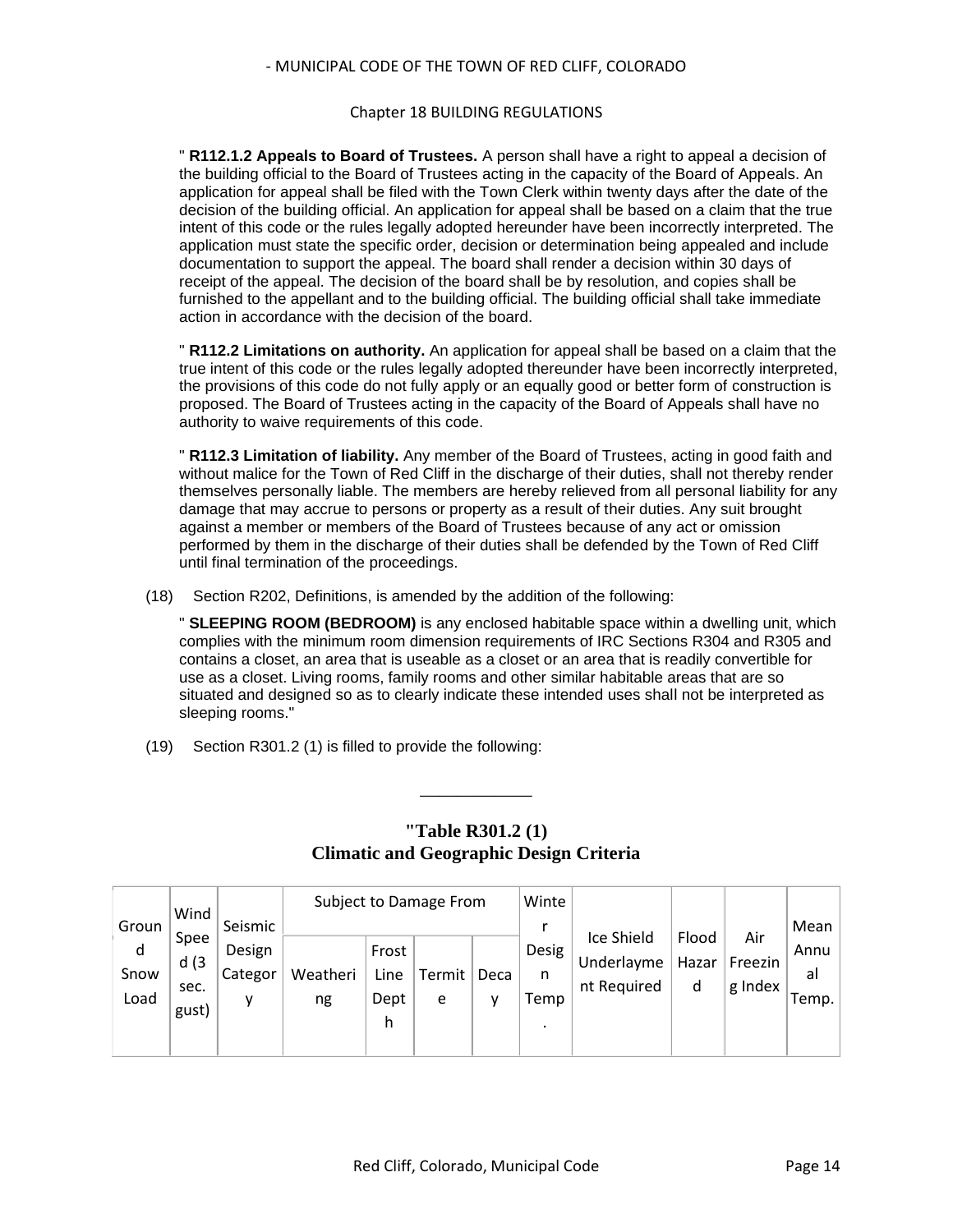" **R112.1.2 Appeals to Board of Trustees.** A person shall have a right to appeal a decision of the building official to the Board of Trustees acting in the capacity of the Board of Appeals. An application for appeal shall be filed with the Town Clerk within twenty days after the date of the decision of the building official. An application for appeal shall be based on a claim that the true intent of this code or the rules legally adopted hereunder have been incorrectly interpreted. The application must state the specific order, decision or determination being appealed and include documentation to support the appeal. The board shall render a decision within 30 days of receipt of the appeal. The decision of the board shall be by resolution, and copies shall be furnished to the appellant and to the building official. The building official shall take immediate action in accordance with the decision of the board.

" **R112.2 Limitations on authority.** An application for appeal shall be based on a claim that the true intent of this code or the rules legally adopted thereunder have been incorrectly interpreted, the provisions of this code do not fully apply or an equally good or better form of construction is proposed. The Board of Trustees acting in the capacity of the Board of Appeals shall have no authority to waive requirements of this code.

" **R112.3 Limitation of liability.** Any member of the Board of Trustees, acting in good faith and without malice for the Town of Red Cliff in the discharge of their duties, shall not thereby render themselves personally liable. The members are hereby relieved from all personal liability for any damage that may accrue to persons or property as a result of their duties. Any suit brought against a member or members of the Board of Trustees because of any act or omission performed by them in the discharge of their duties shall be defended by the Town of Red Cliff until final termination of the proceedings.

(18) Section R202, Definitions, is amended by the addition of the following:

" **SLEEPING ROOM (BEDROOM)** is any enclosed habitable space within a dwelling unit, which complies with the minimum room dimension requirements of IRC Sections R304 and R305 and contains a closet, an area that is useable as a closet or an area that is readily convertible for use as a closet. Living rooms, family rooms and other similar habitable areas that are so situated and designed so as to clearly indicate these intended uses shall not be interpreted as sleeping rooms."

(19) Section R301.2 (1) is filled to provide the following:

**"Table R301.2 (1)**
**Climatic and Geographic Design Criteria**

| Ground Snow Load | Wind Speed (3 sec. gust) | Seismic Design Category | Subject to Damage From | | | | Winter Design Temp. | Ice Shield Underlayment Required | Flood Hazard | Air Freezing Index | Mean Annual Temp. |
|---|---|---|---|---|---|---|---|---|---|---|---|
| | | | Weathering | Frost Line Depth | Termite | Decay | | | | | |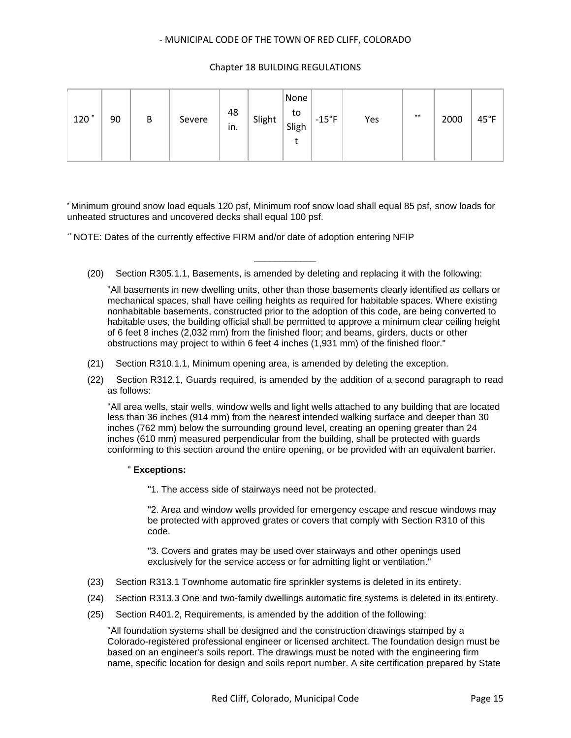| 120 * | 90 | B | Severe | 48 in. | Slight | None to Slight | -15°F | Yes | ** | 2000 | 45°F |
|---|---|---|---|---|---|---|---|---|---|---|---|

* Minimum ground snow load equals 120 psf, Minimum roof snow load shall equal 85 psf, snow loads for unheated structures and uncovered decks shall equal 100 psf.

** NOTE: Dates of the currently effective FIRM and/or date of adoption entering NFIP

\_\_\_\_\_\_\_\_\_\_\_\_

(20) Section R305.1.1, Basements, is amended by deleting and replacing it with the following:

"All basements in new dwelling units, other than those basements clearly identified as cellars or mechanical spaces, shall have ceiling heights as required for habitable spaces. Where existing nonhabitable basements, constructed prior to the adoption of this code, are being converted to habitable uses, the building official shall be permitted to approve a minimum clear ceiling height of 6 feet 8 inches (2,032 mm) from the finished floor; and beams, girders, ducts or other obstructions may project to within 6 feet 4 inches (1,931 mm) of the finished floor."

(21) Section R310.1.1, Minimum opening area, is amended by deleting the exception.

(22) Section R312.1, Guards required, is amended by the addition of a second paragraph to read as follows:

"All area wells, stair wells, window wells and light wells attached to any building that are located less than 36 inches (914 mm) from the nearest intended walking surface and deeper than 30 inches (762 mm) below the surrounding ground level, creating an opening greater than 24 inches (610 mm) measured perpendicular from the building, shall be protected with guards conforming to this section around the entire opening, or be provided with an equivalent barrier.

" **Exceptions:**

"1. The access side of stairways need not be protected.

"2. Area and window wells provided for emergency escape and rescue windows may be protected with approved grates or covers that comply with Section R310 of this code.

"3. Covers and grates may be used over stairways and other openings used exclusively for the service access or for admitting light or ventilation."

(23) Section R313.1 Townhome automatic fire sprinkler systems is deleted in its entirety.

(24) Section R313.3 One and two-family dwellings automatic fire systems is deleted in its entirety.

(25) Section R401.2, Requirements, is amended by the addition of the following:

"All foundation systems shall be designed and the construction drawings stamped by a Colorado-registered professional engineer or licensed architect. The foundation design must be based on an engineer's soils report. The drawings must be noted with the engineering firm name, specific location for design and soils report number. A site certification prepared by State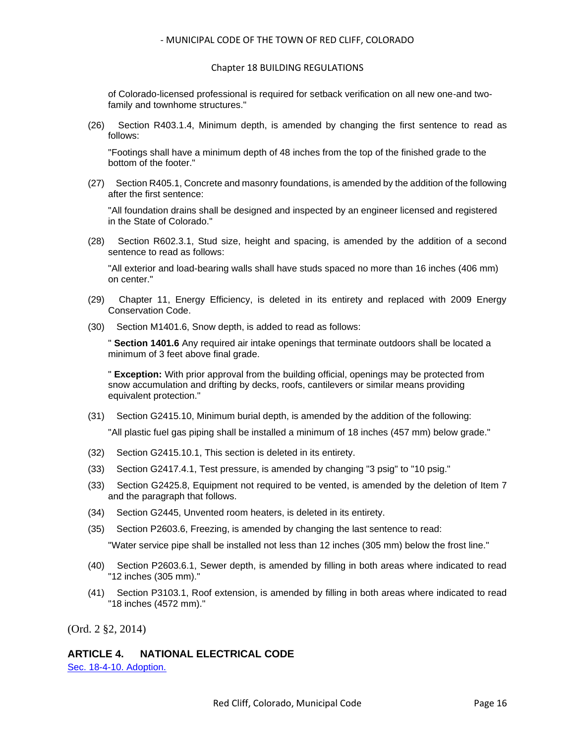of Colorado-licensed professional is required for setback verification on all new one-and two-family and townhome structures."

(26) Section R403.1.4, Minimum depth, is amended by changing the first sentence to read as follows:

"Footings shall have a minimum depth of 48 inches from the top of the finished grade to the bottom of the footer."

(27) Section R405.1, Concrete and masonry foundations, is amended by the addition of the following after the first sentence:

"All foundation drains shall be designed and inspected by an engineer licensed and registered in the State of Colorado."

(28) Section R602.3.1, Stud size, height and spacing, is amended by the addition of a second sentence to read as follows:

"All exterior and load-bearing walls shall have studs spaced no more than 16 inches (406 mm) on center."

(29) Chapter 11, Energy Efficiency, is deleted in its entirety and replaced with 2009 Energy Conservation Code.

(30) Section M1401.6, Snow depth, is added to read as follows:

" **Section 1401.6** Any required air intake openings that terminate outdoors shall be located a minimum of 3 feet above final grade.

" **Exception:** With prior approval from the building official, openings may be protected from snow accumulation and drifting by decks, roofs, cantilevers or similar means providing equivalent protection."

(31) Section G2415.10, Minimum burial depth, is amended by the addition of the following:

"All plastic fuel gas piping shall be installed a minimum of 18 inches (457 mm) below grade."

(32) Section G2415.10.1, This section is deleted in its entirety.

(33) Section G2417.4.1, Test pressure, is amended by changing "3 psig" to "10 psig."

(33) Section G2425.8, Equipment not required to be vented, is amended by the deletion of Item 7 and the paragraph that follows.

(34) Section G2445, Unvented room heaters, is deleted in its entirety.

(35) Section P2603.6, Freezing, is amended by changing the last sentence to read:

"Water service pipe shall be installed not less than 12 inches (305 mm) below the frost line."

(40) Section P2603.6.1, Sewer depth, is amended by filling in both areas where indicated to read "12 inches (305 mm)."

(41) Section P3103.1, Roof extension, is amended by filling in both areas where indicated to read "18 inches (4572 mm)."

(Ord. 2 §2, 2014)

## ARTICLE 4. NATIONAL ELECTRICAL CODE

Sec. 18-4-10. Adoption.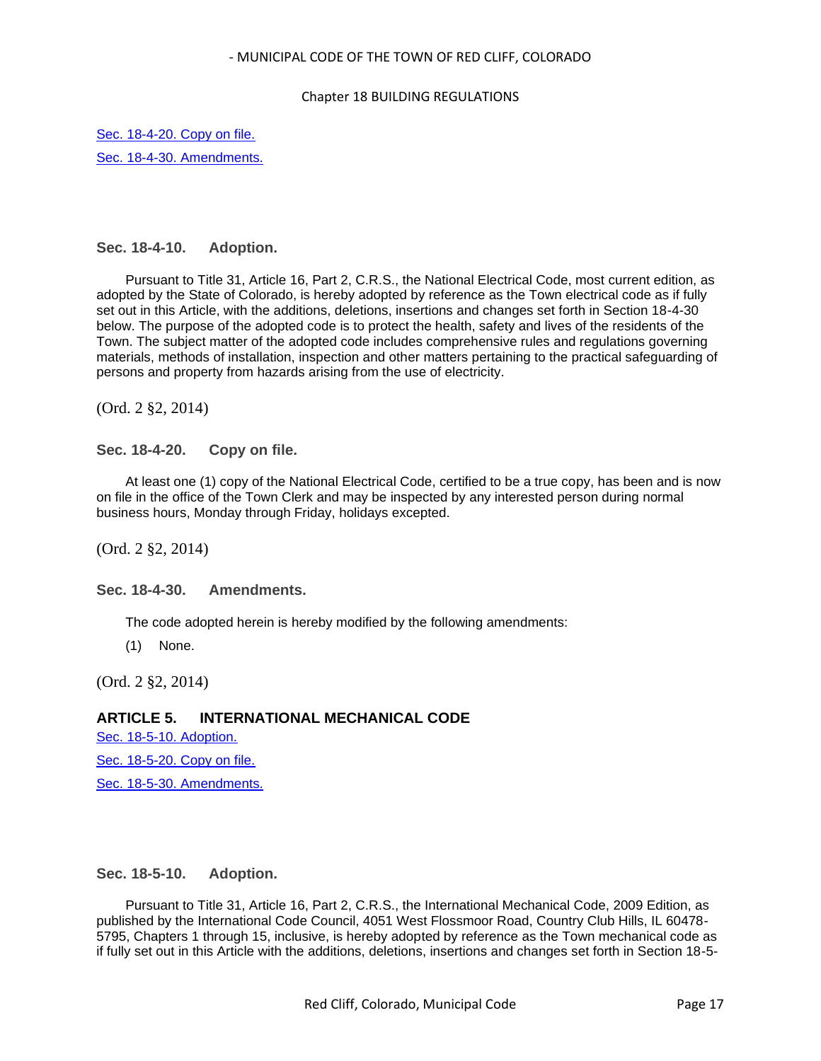Sec. 18-4-20. Copy on file.

Sec. 18-4-30. Amendments.

### Sec. 18-4-10. Adoption.

Pursuant to Title 31, Article 16, Part 2, C.R.S., the National Electrical Code, most current edition, as adopted by the State of Colorado, is hereby adopted by reference as the Town electrical code as if fully set out in this Article, with the additions, deletions, insertions and changes set forth in Section 18-4-30 below. The purpose of the adopted code is to protect the health, safety and lives of the residents of the Town. The subject matter of the adopted code includes comprehensive rules and regulations governing materials, methods of installation, inspection and other matters pertaining to the practical safeguarding of persons and property from hazards arising from the use of electricity.

(Ord. 2 §2, 2014)

### Sec. 18-4-20. Copy on file.

At least one (1) copy of the National Electrical Code, certified to be a true copy, has been and is now on file in the office of the Town Clerk and may be inspected by any interested person during normal business hours, Monday through Friday, holidays excepted.

(Ord. 2 §2, 2014)

### Sec. 18-4-30. Amendments.

The code adopted herein is hereby modified by the following amendments:

(1) None.

(Ord. 2 §2, 2014)

## ARTICLE 5. INTERNATIONAL MECHANICAL CODE

Sec. 18-5-10. Adoption.

Sec. 18-5-20. Copy on file.

Sec. 18-5-30. Amendments.

### Sec. 18-5-10. Adoption.

Pursuant to Title 31, Article 16, Part 2, C.R.S., the International Mechanical Code, 2009 Edition, as published by the International Code Council, 4051 West Flossmoor Road, Country Club Hills, IL 60478-5795, Chapters 1 through 15, inclusive, is hereby adopted by reference as the Town mechanical code as if fully set out in this Article with the additions, deletions, insertions and changes set forth in Section 18-5-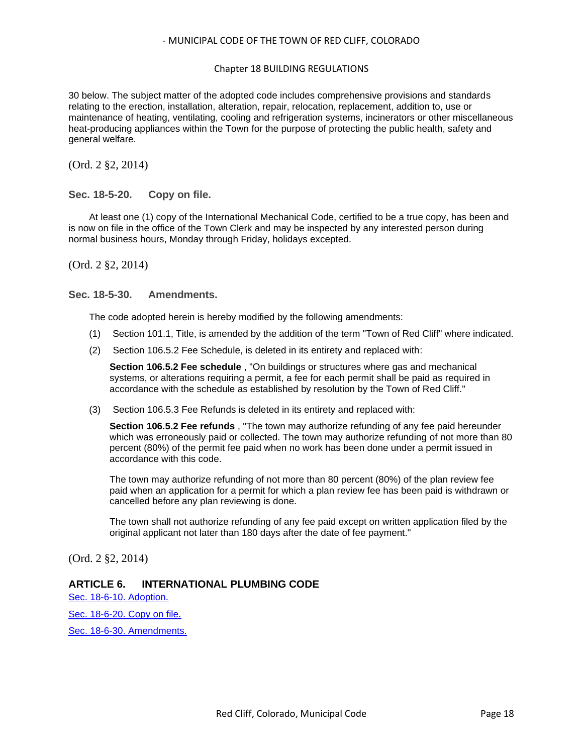30 below. The subject matter of the adopted code includes comprehensive provisions and standards relating to the erection, installation, alteration, repair, relocation, replacement, addition to, use or maintenance of heating, ventilating, cooling and refrigeration systems, incinerators or other miscellaneous heat-producing appliances within the Town for the purpose of protecting the public health, safety and general welfare.

(Ord. 2 §2, 2014)

### Sec. 18-5-20. Copy on file.

At least one (1) copy of the International Mechanical Code, certified to be a true copy, has been and is now on file in the office of the Town Clerk and may be inspected by any interested person during normal business hours, Monday through Friday, holidays excepted.

(Ord. 2 §2, 2014)

### Sec. 18-5-30. Amendments.

The code adopted herein is hereby modified by the following amendments:

(1) Section 101.1, Title, is amended by the addition of the term "Town of Red Cliff" where indicated.

(2) Section 106.5.2 Fee Schedule, is deleted in its entirety and replaced with:

**Section 106.5.2 Fee schedule** , "On buildings or structures where gas and mechanical systems, or alterations requiring a permit, a fee for each permit shall be paid as required in accordance with the schedule as established by resolution by the Town of Red Cliff."

(3) Section 106.5.3 Fee Refunds is deleted in its entirety and replaced with:

**Section 106.5.2 Fee refunds** , "The town may authorize refunding of any fee paid hereunder which was erroneously paid or collected. The town may authorize refunding of not more than 80 percent (80%) of the permit fee paid when no work has been done under a permit issued in accordance with this code.

The town may authorize refunding of not more than 80 percent (80%) of the plan review fee paid when an application for a permit for which a plan review fee has been paid is withdrawn or cancelled before any plan reviewing is done.

The town shall not authorize refunding of any fee paid except on written application filed by the original applicant not later than 180 days after the date of fee payment."

(Ord. 2 §2, 2014)

## ARTICLE 6. INTERNATIONAL PLUMBING CODE

Sec. 18-6-10. Adoption.

Sec. 18-6-20. Copy on file.

Sec. 18-6-30. Amendments.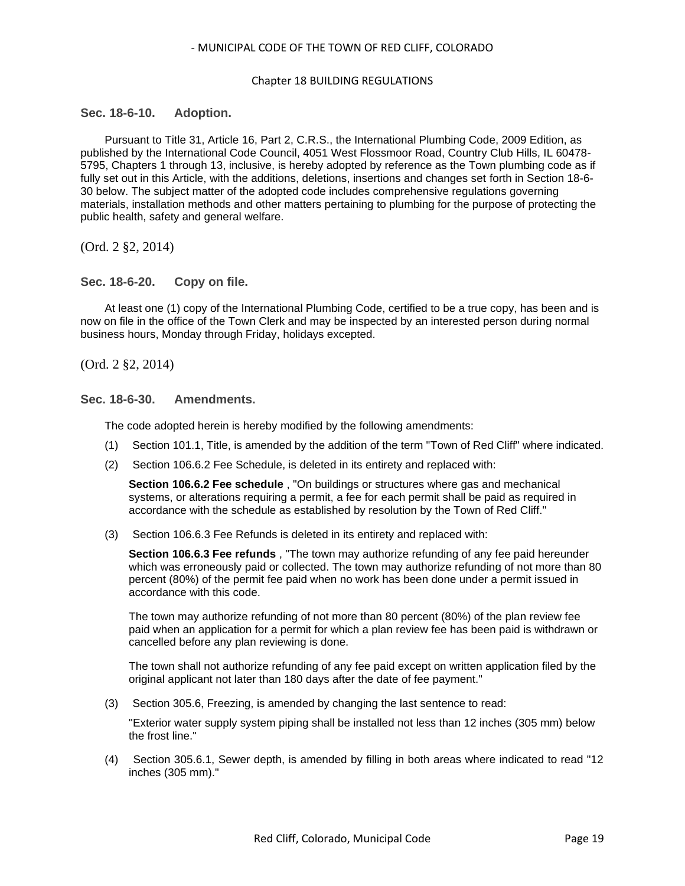### Sec. 18-6-10. Adoption.

Pursuant to Title 31, Article 16, Part 2, C.R.S., the International Plumbing Code, 2009 Edition, as published by the International Code Council, 4051 West Flossmoor Road, Country Club Hills, IL 60478-5795, Chapters 1 through 13, inclusive, is hereby adopted by reference as the Town plumbing code as if fully set out in this Article, with the additions, deletions, insertions and changes set forth in Section 18-6-30 below. The subject matter of the adopted code includes comprehensive regulations governing materials, installation methods and other matters pertaining to plumbing for the purpose of protecting the public health, safety and general welfare.

(Ord. 2 §2, 2014)

### Sec. 18-6-20. Copy on file.

At least one (1) copy of the International Plumbing Code, certified to be a true copy, has been and is now on file in the office of the Town Clerk and may be inspected by an interested person during normal business hours, Monday through Friday, holidays excepted.

(Ord. 2 §2, 2014)

### Sec. 18-6-30. Amendments.

The code adopted herein is hereby modified by the following amendments:

(1) Section 101.1, Title, is amended by the addition of the term "Town of Red Cliff" where indicated.

(2) Section 106.6.2 Fee Schedule, is deleted in its entirety and replaced with:

**Section 106.6.2 Fee schedule** , "On buildings or structures where gas and mechanical systems, or alterations requiring a permit, a fee for each permit shall be paid as required in accordance with the schedule as established by resolution by the Town of Red Cliff."

(3) Section 106.6.3 Fee Refunds is deleted in its entirety and replaced with:

**Section 106.6.3 Fee refunds** , "The town may authorize refunding of any fee paid hereunder which was erroneously paid or collected. The town may authorize refunding of not more than 80 percent (80%) of the permit fee paid when no work has been done under a permit issued in accordance with this code.

The town may authorize refunding of not more than 80 percent (80%) of the plan review fee paid when an application for a permit for which a plan review fee has been paid is withdrawn or cancelled before any plan reviewing is done.

The town shall not authorize refunding of any fee paid except on written application filed by the original applicant not later than 180 days after the date of fee payment."

(3) Section 305.6, Freezing, is amended by changing the last sentence to read:

"Exterior water supply system piping shall be installed not less than 12 inches (305 mm) below the frost line."

(4) Section 305.6.1, Sewer depth, is amended by filling in both areas where indicated to read "12 inches (305 mm)."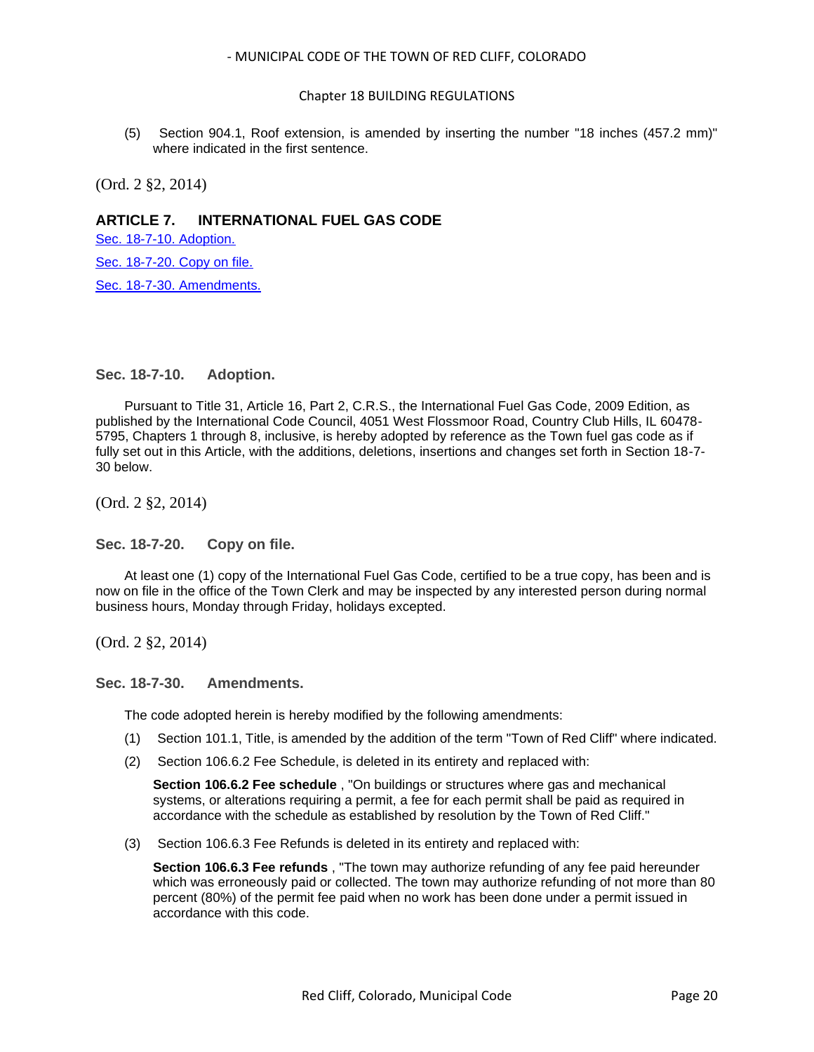(5) Section 904.1, Roof extension, is amended by inserting the number "18 inches (457.2 mm)" where indicated in the first sentence.

(Ord. 2 §2, 2014)

## ARTICLE 7. INTERNATIONAL FUEL GAS CODE

Sec. 18-7-10. Adoption.

Sec. 18-7-20. Copy on file.

Sec. 18-7-30. Amendments.

### Sec. 18-7-10. Adoption.

Pursuant to Title 31, Article 16, Part 2, C.R.S., the International Fuel Gas Code, 2009 Edition, as published by the International Code Council, 4051 West Flossmoor Road, Country Club Hills, IL 60478-5795, Chapters 1 through 8, inclusive, is hereby adopted by reference as the Town fuel gas code as if fully set out in this Article, with the additions, deletions, insertions and changes set forth in Section 18-7-30 below.

(Ord. 2 §2, 2014)

### Sec. 18-7-20. Copy on file.

At least one (1) copy of the International Fuel Gas Code, certified to be a true copy, has been and is now on file in the office of the Town Clerk and may be inspected by any interested person during normal business hours, Monday through Friday, holidays excepted.

(Ord. 2 §2, 2014)

### Sec. 18-7-30. Amendments.

The code adopted herein is hereby modified by the following amendments:

(1) Section 101.1, Title, is amended by the addition of the term "Town of Red Cliff" where indicated.

(2) Section 106.6.2 Fee Schedule, is deleted in its entirety and replaced with:

**Section 106.6.2 Fee schedule** , "On buildings or structures where gas and mechanical systems, or alterations requiring a permit, a fee for each permit shall be paid as required in accordance with the schedule as established by resolution by the Town of Red Cliff."

(3) Section 106.6.3 Fee Refunds is deleted in its entirety and replaced with:

**Section 106.6.3 Fee refunds** , "The town may authorize refunding of any fee paid hereunder which was erroneously paid or collected. The town may authorize refunding of not more than 80 percent (80%) of the permit fee paid when no work has been done under a permit issued in accordance with this code.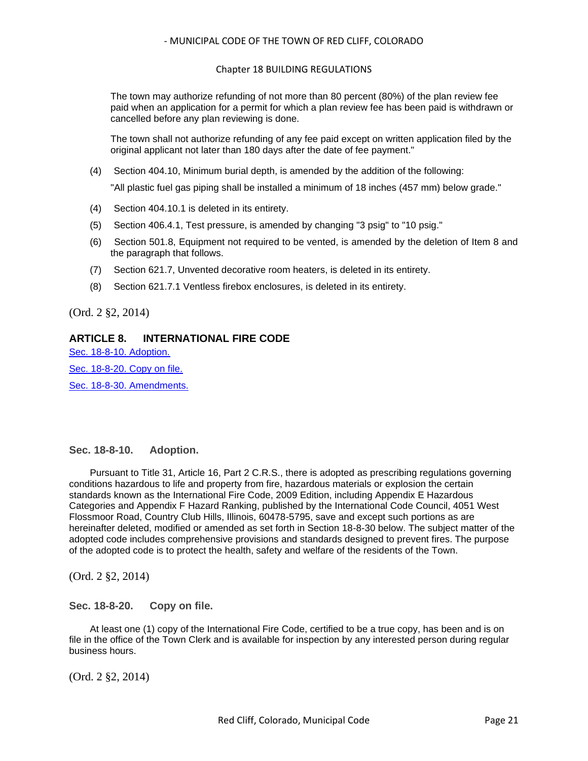The town may authorize refunding of not more than 80 percent (80%) of the plan review fee paid when an application for a permit for which a plan review fee has been paid is withdrawn or cancelled before any plan reviewing is done.

The town shall not authorize refunding of any fee paid except on written application filed by the original applicant not later than 180 days after the date of fee payment."

(4) Section 404.10, Minimum burial depth, is amended by the addition of the following:

"All plastic fuel gas piping shall be installed a minimum of 18 inches (457 mm) below grade."

(4) Section 404.10.1 is deleted in its entirety.

(5) Section 406.4.1, Test pressure, is amended by changing "3 psig" to "10 psig."

(6) Section 501.8, Equipment not required to be vented, is amended by the deletion of Item 8 and the paragraph that follows.

(7) Section 621.7, Unvented decorative room heaters, is deleted in its entirety.

(8) Section 621.7.1 Ventless firebox enclosures, is deleted in its entirety.

(Ord. 2 §2, 2014)

## ARTICLE 8. INTERNATIONAL FIRE CODE

Sec. 18-8-10. Adoption.

Sec. 18-8-20. Copy on file.

Sec. 18-8-30. Amendments.

### Sec. 18-8-10. Adoption.

Pursuant to Title 31, Article 16, Part 2 C.R.S., there is adopted as prescribing regulations governing conditions hazardous to life and property from fire, hazardous materials or explosion the certain standards known as the International Fire Code, 2009 Edition, including Appendix E Hazardous Categories and Appendix F Hazard Ranking, published by the International Code Council, 4051 West Flossmoor Road, Country Club Hills, Illinois, 60478-5795, save and except such portions as are hereinafter deleted, modified or amended as set forth in Section 18-8-30 below. The subject matter of the adopted code includes comprehensive provisions and standards designed to prevent fires. The purpose of the adopted code is to protect the health, safety and welfare of the residents of the Town.

(Ord. 2 §2, 2014)

### Sec. 18-8-20. Copy on file.

At least one (1) copy of the International Fire Code, certified to be a true copy, has been and is on file in the office of the Town Clerk and is available for inspection by any interested person during regular business hours.

(Ord. 2 §2, 2014)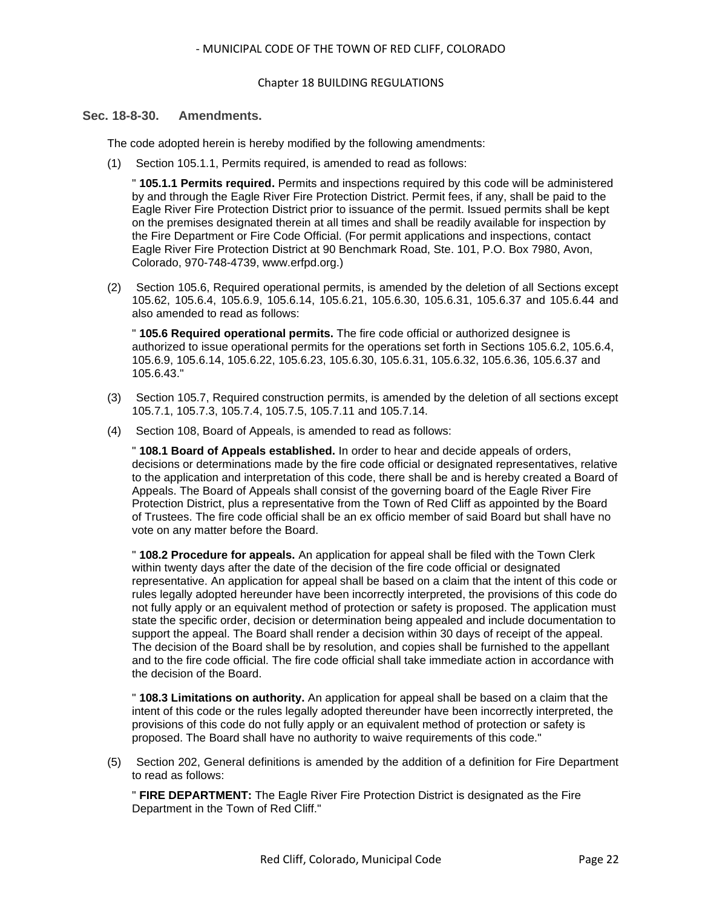### Sec. 18-8-30. Amendments.

The code adopted herein is hereby modified by the following amendments:

(1) Section 105.1.1, Permits required, is amended to read as follows:

" **105.1.1 Permits required.** Permits and inspections required by this code will be administered by and through the Eagle River Fire Protection District. Permit fees, if any, shall be paid to the Eagle River Fire Protection District prior to issuance of the permit. Issued permits shall be kept on the premises designated therein at all times and shall be readily available for inspection by the Fire Department or Fire Code Official. (For permit applications and inspections, contact Eagle River Fire Protection District at 90 Benchmark Road, Ste. 101, P.O. Box 7980, Avon, Colorado, 970-748-4739, www.erfpd.org.)

(2) Section 105.6, Required operational permits, is amended by the deletion of all Sections except 105.62, 105.6.4, 105.6.9, 105.6.14, 105.6.21, 105.6.30, 105.6.31, 105.6.37 and 105.6.44 and also amended to read as follows:

" **105.6 Required operational permits.** The fire code official or authorized designee is authorized to issue operational permits for the operations set forth in Sections 105.6.2, 105.6.4, 105.6.9, 105.6.14, 105.6.22, 105.6.23, 105.6.30, 105.6.31, 105.6.32, 105.6.36, 105.6.37 and 105.6.43."

(3) Section 105.7, Required construction permits, is amended by the deletion of all sections except 105.7.1, 105.7.3, 105.7.4, 105.7.5, 105.7.11 and 105.7.14.

(4) Section 108, Board of Appeals, is amended to read as follows:

" **108.1 Board of Appeals established.** In order to hear and decide appeals of orders, decisions or determinations made by the fire code official or designated representatives, relative to the application and interpretation of this code, there shall be and is hereby created a Board of Appeals. The Board of Appeals shall consist of the governing board of the Eagle River Fire Protection District, plus a representative from the Town of Red Cliff as appointed by the Board of Trustees. The fire code official shall be an ex officio member of said Board but shall have no vote on any matter before the Board.

" **108.2 Procedure for appeals.** An application for appeal shall be filed with the Town Clerk within twenty days after the date of the decision of the fire code official or designated representative. An application for appeal shall be based on a claim that the intent of this code or rules legally adopted hereunder have been incorrectly interpreted, the provisions of this code do not fully apply or an equivalent method of protection or safety is proposed. The application must state the specific order, decision or determination being appealed and include documentation to support the appeal. The Board shall render a decision within 30 days of receipt of the appeal. The decision of the Board shall be by resolution, and copies shall be furnished to the appellant and to the fire code official. The fire code official shall take immediate action in accordance with the decision of the Board.

" **108.3 Limitations on authority.** An application for appeal shall be based on a claim that the intent of this code or the rules legally adopted thereunder have been incorrectly interpreted, the provisions of this code do not fully apply or an equivalent method of protection or safety is proposed. The Board shall have no authority to waive requirements of this code."

(5) Section 202, General definitions is amended by the addition of a definition for Fire Department to read as follows:

" **FIRE DEPARTMENT:** The Eagle River Fire Protection District is designated as the Fire Department in the Town of Red Cliff."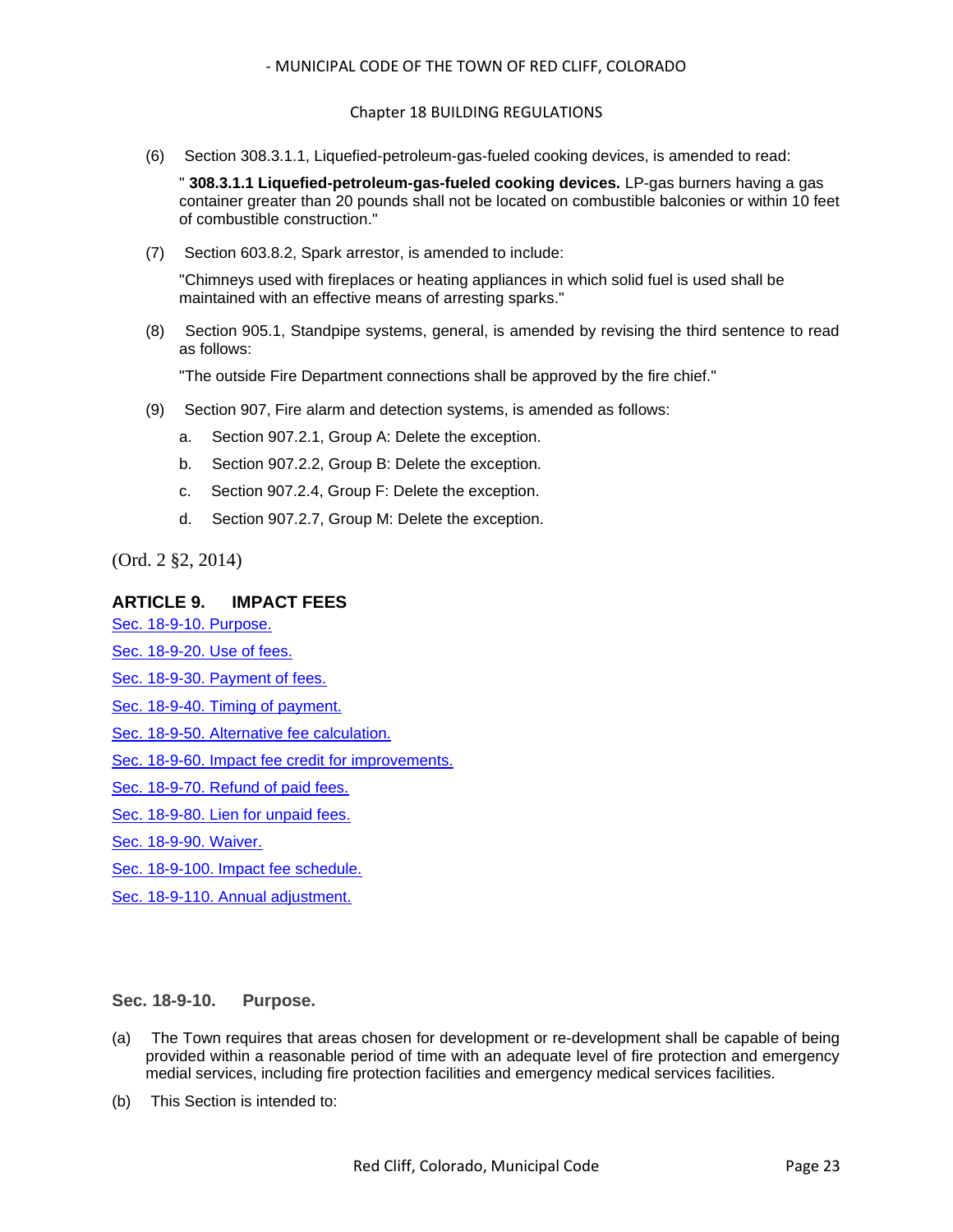(6) Section 308.3.1.1, Liquefied-petroleum-gas-fueled cooking devices, is amended to read:

" **308.3.1.1 Liquefied-petroleum-gas-fueled cooking devices.** LP-gas burners having a gas container greater than 20 pounds shall not be located on combustible balconies or within 10 feet of combustible construction."

(7) Section 603.8.2, Spark arrestor, is amended to include:

"Chimneys used with fireplaces or heating appliances in which solid fuel is used shall be maintained with an effective means of arresting sparks."

(8) Section 905.1, Standpipe systems, general, is amended by revising the third sentence to read as follows:

"The outside Fire Department connections shall be approved by the fire chief."

(9) Section 907, Fire alarm and detection systems, is amended as follows:

a. Section 907.2.1, Group A: Delete the exception.

b. Section 907.2.2, Group B: Delete the exception.

c. Section 907.2.4, Group F: Delete the exception.

d. Section 907.2.7, Group M: Delete the exception.

(Ord. 2 §2, 2014)

## ARTICLE 9. IMPACT FEES

Sec. 18-9-10. Purpose.

Sec. 18-9-20. Use of fees.

Sec. 18-9-30. Payment of fees.

Sec. 18-9-40. Timing of payment.

Sec. 18-9-50. Alternative fee calculation.

Sec. 18-9-60. Impact fee credit for improvements.

Sec. 18-9-70. Refund of paid fees.

Sec. 18-9-80. Lien for unpaid fees.

Sec. 18-9-90. Waiver.

Sec. 18-9-100. Impact fee schedule.

Sec. 18-9-110. Annual adjustment.

### Sec. 18-9-10. Purpose.

(a) The Town requires that areas chosen for development or re-development shall be capable of being provided within a reasonable period of time with an adequate level of fire protection and emergency medial services, including fire protection facilities and emergency medical services facilities.

(b) This Section is intended to: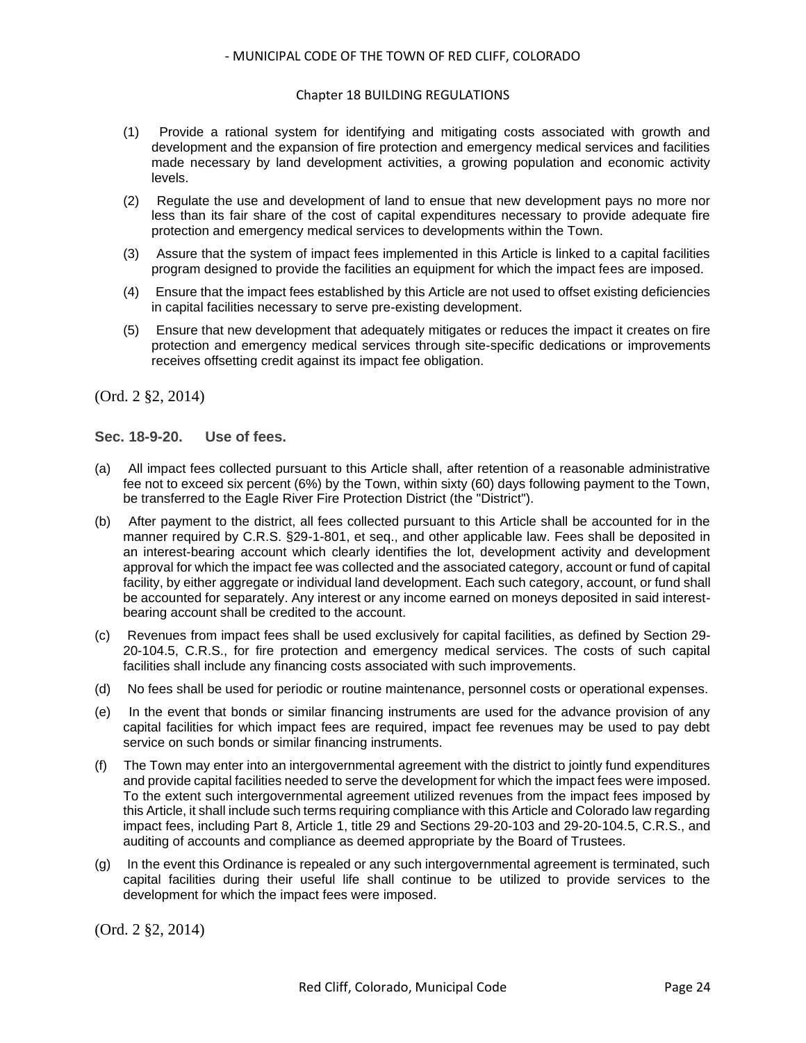(1) Provide a rational system for identifying and mitigating costs associated with growth and development and the expansion of fire protection and emergency medical services and facilities made necessary by land development activities, a growing population and economic activity levels.

(2) Regulate the use and development of land to ensue that new development pays no more nor less than its fair share of the cost of capital expenditures necessary to provide adequate fire protection and emergency medical services to developments within the Town.

(3) Assure that the system of impact fees implemented in this Article is linked to a capital facilities program designed to provide the facilities an equipment for which the impact fees are imposed.

(4) Ensure that the impact fees established by this Article are not used to offset existing deficiencies in capital facilities necessary to serve pre-existing development.

(5) Ensure that new development that adequately mitigates or reduces the impact it creates on fire protection and emergency medical services through site-specific dedications or improvements receives offsetting credit against its impact fee obligation.

(Ord. 2 §2, 2014)

### Sec. 18-9-20. Use of fees.

(a) All impact fees collected pursuant to this Article shall, after retention of a reasonable administrative fee not to exceed six percent (6%) by the Town, within sixty (60) days following payment to the Town, be transferred to the Eagle River Fire Protection District (the "District").

(b) After payment to the district, all fees collected pursuant to this Article shall be accounted for in the manner required by C.R.S. §29-1-801, et seq., and other applicable law. Fees shall be deposited in an interest-bearing account which clearly identifies the lot, development activity and development approval for which the impact fee was collected and the associated category, account or fund of capital facility, by either aggregate or individual land development. Each such category, account, or fund shall be accounted for separately. Any interest or any income earned on moneys deposited in said interest-bearing account shall be credited to the account.

(c) Revenues from impact fees shall be used exclusively for capital facilities, as defined by Section 29-20-104.5, C.R.S., for fire protection and emergency medical services. The costs of such capital facilities shall include any financing costs associated with such improvements.

(d) No fees shall be used for periodic or routine maintenance, personnel costs or operational expenses.

(e) In the event that bonds or similar financing instruments are used for the advance provision of any capital facilities for which impact fees are required, impact fee revenues may be used to pay debt service on such bonds or similar financing instruments.

(f) The Town may enter into an intergovernmental agreement with the district to jointly fund expenditures and provide capital facilities needed to serve the development for which the impact fees were imposed. To the extent such intergovernmental agreement utilized revenues from the impact fees imposed by this Article, it shall include such terms requiring compliance with this Article and Colorado law regarding impact fees, including Part 8, Article 1, title 29 and Sections 29-20-103 and 29-20-104.5, C.R.S., and auditing of accounts and compliance as deemed appropriate by the Board of Trustees.

(g) In the event this Ordinance is repealed or any such intergovernmental agreement is terminated, such capital facilities during their useful life shall continue to be utilized to provide services to the development for which the impact fees were imposed.

(Ord. 2 §2, 2014)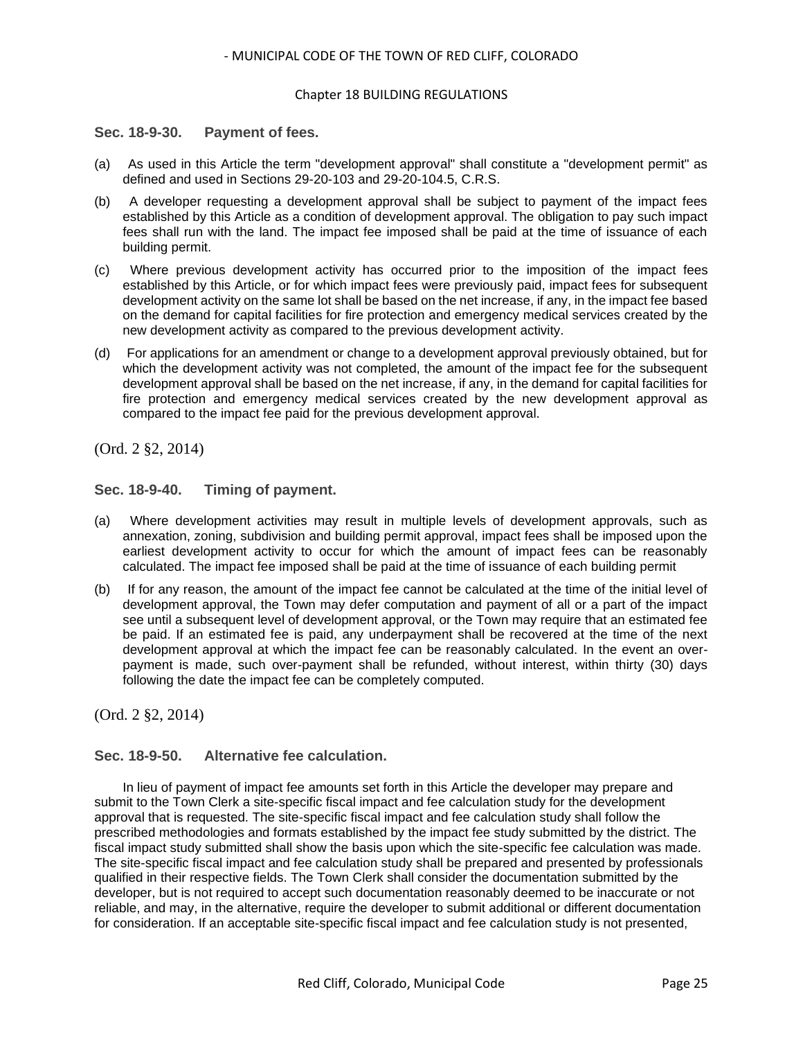### Sec. 18-9-30. Payment of fees.

(a) As used in this Article the term "development approval" shall constitute a "development permit" as defined and used in Sections 29-20-103 and 29-20-104.5, C.R.S.

(b) A developer requesting a development approval shall be subject to payment of the impact fees established by this Article as a condition of development approval. The obligation to pay such impact fees shall run with the land. The impact fee imposed shall be paid at the time of issuance of each building permit.

(c) Where previous development activity has occurred prior to the imposition of the impact fees established by this Article, or for which impact fees were previously paid, impact fees for subsequent development activity on the same lot shall be based on the net increase, if any, in the impact fee based on the demand for capital facilities for fire protection and emergency medical services created by the new development activity as compared to the previous development activity.

(d) For applications for an amendment or change to a development approval previously obtained, but for which the development activity was not completed, the amount of the impact fee for the subsequent development approval shall be based on the net increase, if any, in the demand for capital facilities for fire protection and emergency medical services created by the new development approval as compared to the impact fee paid for the previous development approval.

(Ord. 2 §2, 2014)

### Sec. 18-9-40. Timing of payment.

(a) Where development activities may result in multiple levels of development approvals, such as annexation, zoning, subdivision and building permit approval, impact fees shall be imposed upon the earliest development activity to occur for which the amount of impact fees can be reasonably calculated. The impact fee imposed shall be paid at the time of issuance of each building permit

(b) If for any reason, the amount of the impact fee cannot be calculated at the time of the initial level of development approval, the Town may defer computation and payment of all or a part of the impact see until a subsequent level of development approval, or the Town may require that an estimated fee be paid. If an estimated fee is paid, any underpayment shall be recovered at the time of the next development approval at which the impact fee can be reasonably calculated. In the event an over-payment is made, such over-payment shall be refunded, without interest, within thirty (30) days following the date the impact fee can be completely computed.

(Ord. 2 §2, 2014)

### Sec. 18-9-50. Alternative fee calculation.

In lieu of payment of impact fee amounts set forth in this Article the developer may prepare and submit to the Town Clerk a site-specific fiscal impact and fee calculation study for the development approval that is requested. The site-specific fiscal impact and fee calculation study shall follow the prescribed methodologies and formats established by the impact fee study submitted by the district. The fiscal impact study submitted shall show the basis upon which the site-specific fee calculation was made. The site-specific fiscal impact and fee calculation study shall be prepared and presented by professionals qualified in their respective fields. The Town Clerk shall consider the documentation submitted by the developer, but is not required to accept such documentation reasonably deemed to be inaccurate or not reliable, and may, in the alternative, require the developer to submit additional or different documentation for consideration. If an acceptable site-specific fiscal impact and fee calculation study is not presented,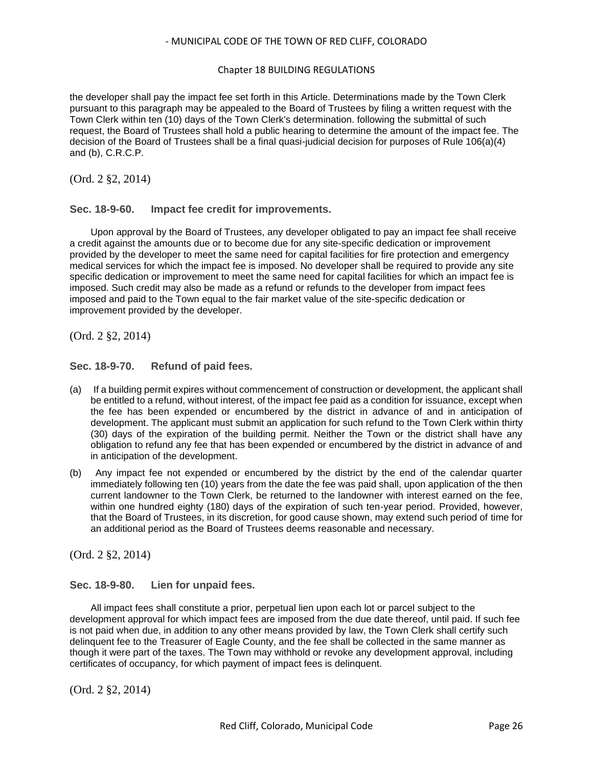the developer shall pay the impact fee set forth in this Article. Determinations made by the Town Clerk pursuant to this paragraph may be appealed to the Board of Trustees by filing a written request with the Town Clerk within ten (10) days of the Town Clerk's determination. following the submittal of such request, the Board of Trustees shall hold a public hearing to determine the amount of the impact fee. The decision of the Board of Trustees shall be a final quasi-judicial decision for purposes of Rule 106(a)(4) and (b), C.R.C.P.

(Ord. 2 §2, 2014)

### Sec. 18-9-60. Impact fee credit for improvements.

Upon approval by the Board of Trustees, any developer obligated to pay an impact fee shall receive a credit against the amounts due or to become due for any site-specific dedication or improvement provided by the developer to meet the same need for capital facilities for fire protection and emergency medical services for which the impact fee is imposed. No developer shall be required to provide any site specific dedication or improvement to meet the same need for capital facilities for which an impact fee is imposed. Such credit may also be made as a refund or refunds to the developer from impact fees imposed and paid to the Town equal to the fair market value of the site-specific dedication or improvement provided by the developer.

(Ord. 2 §2, 2014)

### Sec. 18-9-70. Refund of paid fees.

(a) If a building permit expires without commencement of construction or development, the applicant shall be entitled to a refund, without interest, of the impact fee paid as a condition for issuance, except when the fee has been expended or encumbered by the district in advance of and in anticipation of development. The applicant must submit an application for such refund to the Town Clerk within thirty (30) days of the expiration of the building permit. Neither the Town or the district shall have any obligation to refund any fee that has been expended or encumbered by the district in advance of and in anticipation of the development.

(b) Any impact fee not expended or encumbered by the district by the end of the calendar quarter immediately following ten (10) years from the date the fee was paid shall, upon application of the then current landowner to the Town Clerk, be returned to the landowner with interest earned on the fee, within one hundred eighty (180) days of the expiration of such ten-year period. Provided, however, that the Board of Trustees, in its discretion, for good cause shown, may extend such period of time for an additional period as the Board of Trustees deems reasonable and necessary.

(Ord. 2 §2, 2014)

### Sec. 18-9-80. Lien for unpaid fees.

All impact fees shall constitute a prior, perpetual lien upon each lot or parcel subject to the development approval for which impact fees are imposed from the due date thereof, until paid. If such fee is not paid when due, in addition to any other means provided by law, the Town Clerk shall certify such delinquent fee to the Treasurer of Eagle County, and the fee shall be collected in the same manner as though it were part of the taxes. The Town may withhold or revoke any development approval, including certificates of occupancy, for which payment of impact fees is delinquent.

(Ord. 2 §2, 2014)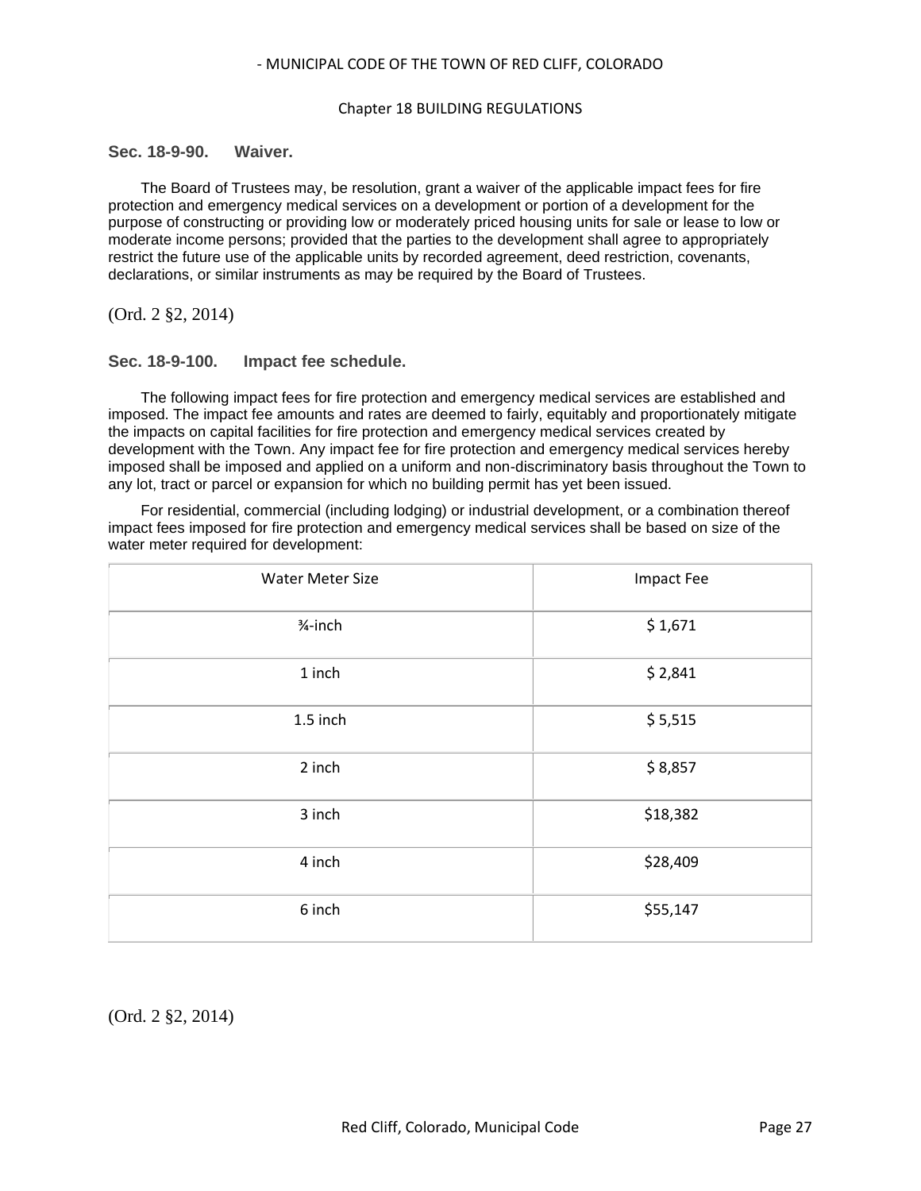### Sec. 18-9-90. Waiver.

The Board of Trustees may, be resolution, grant a waiver of the applicable impact fees for fire protection and emergency medical services on a development or portion of a development for the purpose of constructing or providing low or moderately priced housing units for sale or lease to low or moderate income persons; provided that the parties to the development shall agree to appropriately restrict the future use of the applicable units by recorded agreement, deed restriction, covenants, declarations, or similar instruments as may be required by the Board of Trustees.

(Ord. 2 §2, 2014)

### Sec. 18-9-100. Impact fee schedule.

The following impact fees for fire protection and emergency medical services are established and imposed. The impact fee amounts and rates are deemed to fairly, equitably and proportionately mitigate the impacts on capital facilities for fire protection and emergency medical services created by development with the Town. Any impact fee for fire protection and emergency medical services hereby imposed shall be imposed and applied on a uniform and non-discriminatory basis throughout the Town to any lot, tract or parcel or expansion for which no building permit has yet been issued.

For residential, commercial (including lodging) or industrial development, or a combination thereof impact fees imposed for fire protection and emergency medical services shall be based on size of the water meter required for development:

| Water Meter Size | Impact Fee |
|---|---|
| ¾-inch | $ 1,671 |
| 1 inch | $ 2,841 |
| 1.5 inch | $ 5,515 |
| 2 inch | $ 8,857 |
| 3 inch | $18,382 |
| 4 inch | $28,409 |
| 6 inch | $55,147 |

(Ord. 2 §2, 2014)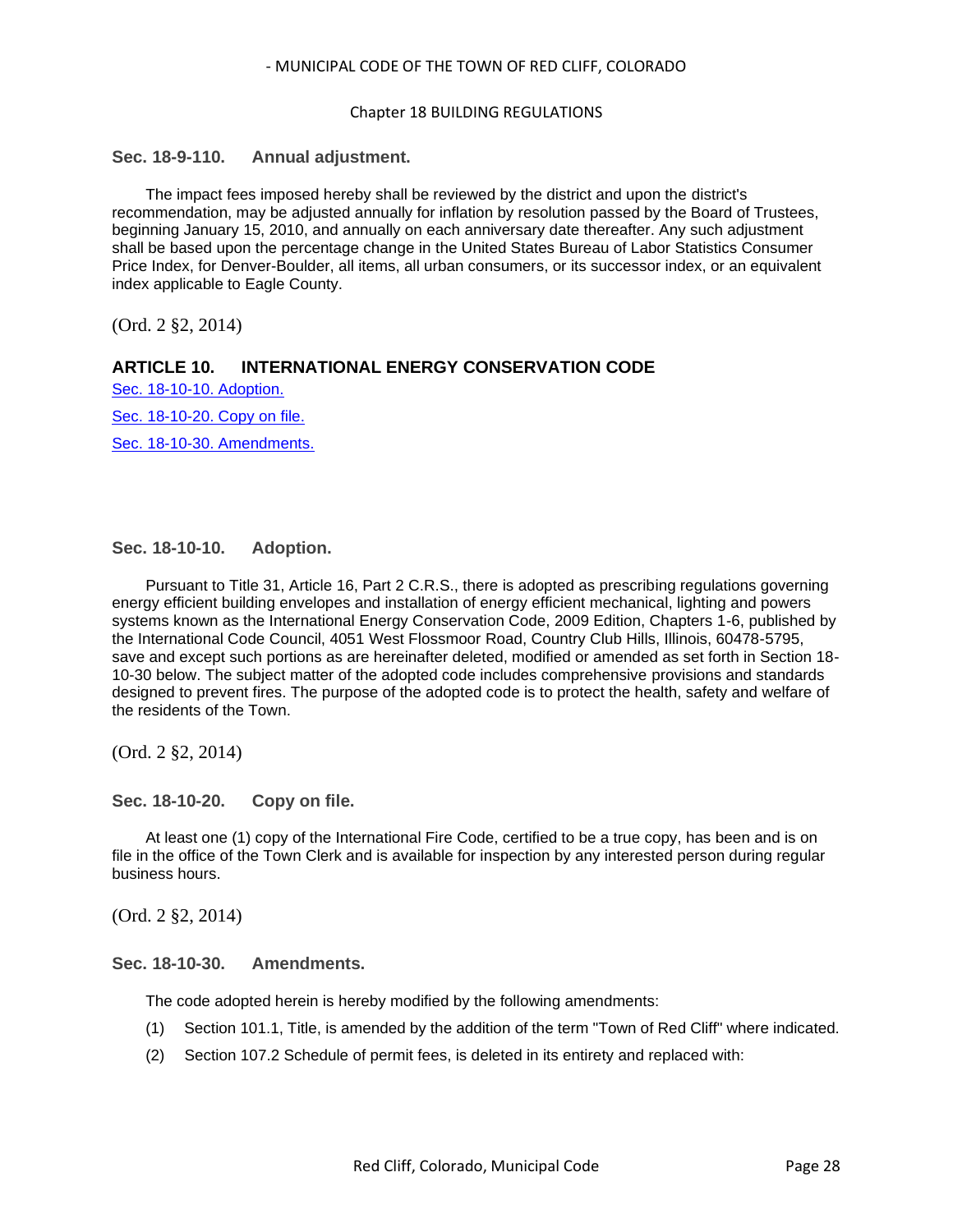### Sec. 18-9-110. Annual adjustment.

The impact fees imposed hereby shall be reviewed by the district and upon the district's recommendation, may be adjusted annually for inflation by resolution passed by the Board of Trustees, beginning January 15, 2010, and annually on each anniversary date thereafter. Any such adjustment shall be based upon the percentage change in the United States Bureau of Labor Statistics Consumer Price Index, for Denver-Boulder, all items, all urban consumers, or its successor index, or an equivalent index applicable to Eagle County.

(Ord. 2 §2, 2014)

## ARTICLE 10. INTERNATIONAL ENERGY CONSERVATION CODE

Sec. 18-10-10. Adoption.

Sec. 18-10-20. Copy on file.

Sec. 18-10-30. Amendments.

### Sec. 18-10-10. Adoption.

Pursuant to Title 31, Article 16, Part 2 C.R.S., there is adopted as prescribing regulations governing energy efficient building envelopes and installation of energy efficient mechanical, lighting and powers systems known as the International Energy Conservation Code, 2009 Edition, Chapters 1-6, published by the International Code Council, 4051 West Flossmoor Road, Country Club Hills, Illinois, 60478-5795, save and except such portions as are hereinafter deleted, modified or amended as set forth in Section 18-10-30 below. The subject matter of the adopted code includes comprehensive provisions and standards designed to prevent fires. The purpose of the adopted code is to protect the health, safety and welfare of the residents of the Town.

(Ord. 2 §2, 2014)

### Sec. 18-10-20. Copy on file.

At least one (1) copy of the International Fire Code, certified to be a true copy, has been and is on file in the office of the Town Clerk and is available for inspection by any interested person during regular business hours.

(Ord. 2 §2, 2014)

### Sec. 18-10-30. Amendments.

The code adopted herein is hereby modified by the following amendments:

(1) Section 101.1, Title, is amended by the addition of the term "Town of Red Cliff" where indicated.

(2) Section 107.2 Schedule of permit fees, is deleted in its entirety and replaced with: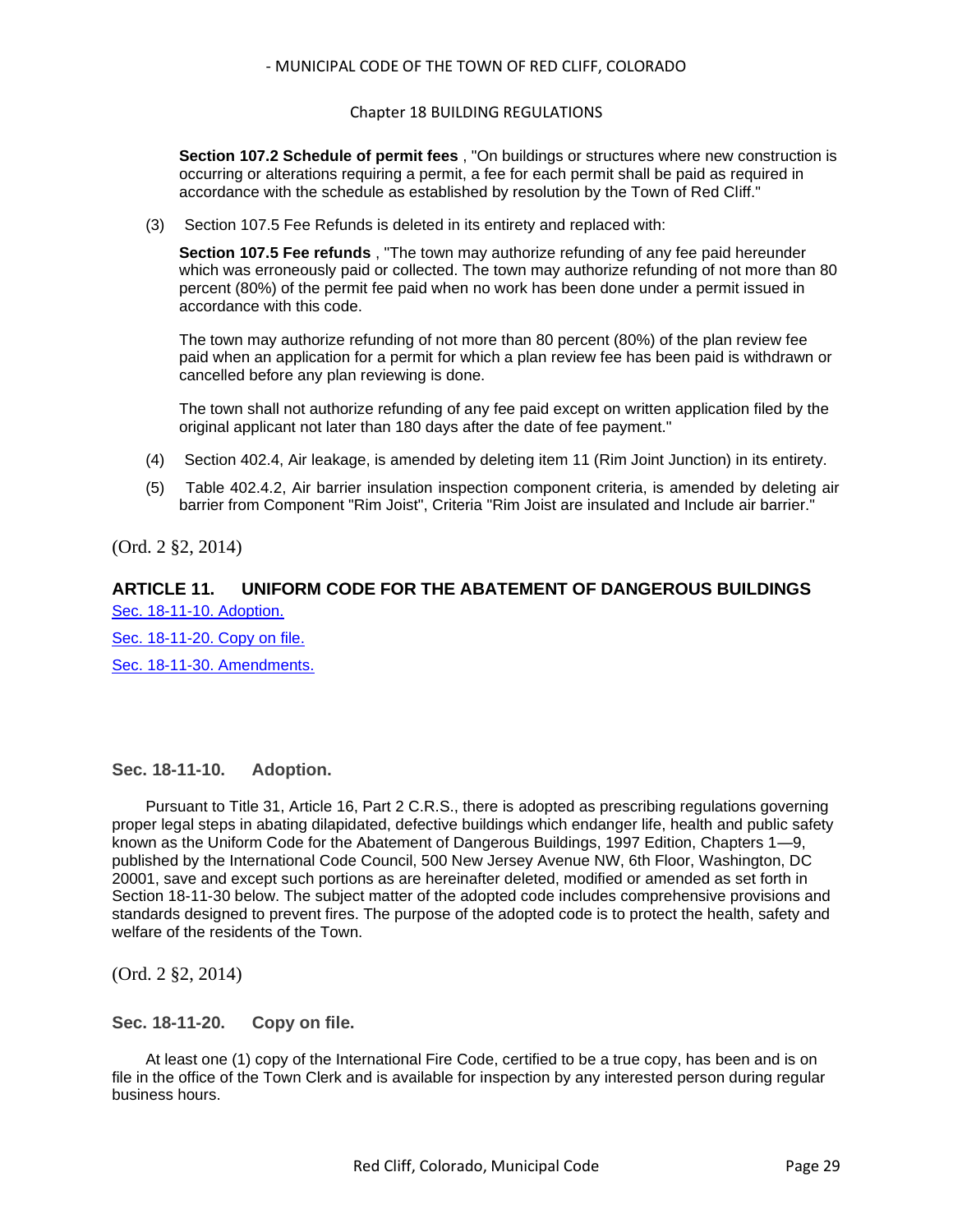**Section 107.2 Schedule of permit fees** , "On buildings or structures where new construction is occurring or alterations requiring a permit, a fee for each permit shall be paid as required in accordance with the schedule as established by resolution by the Town of Red Cliff."

(3) Section 107.5 Fee Refunds is deleted in its entirety and replaced with:

**Section 107.5 Fee refunds** , "The town may authorize refunding of any fee paid hereunder which was erroneously paid or collected. The town may authorize refunding of not more than 80 percent (80%) of the permit fee paid when no work has been done under a permit issued in accordance with this code.

The town may authorize refunding of not more than 80 percent (80%) of the plan review fee paid when an application for a permit for which a plan review fee has been paid is withdrawn or cancelled before any plan reviewing is done.

The town shall not authorize refunding of any fee paid except on written application filed by the original applicant not later than 180 days after the date of fee payment."

(4) Section 402.4, Air leakage, is amended by deleting item 11 (Rim Joint Junction) in its entirety.

(5) Table 402.4.2, Air barrier insulation inspection component criteria, is amended by deleting air barrier from Component "Rim Joist", Criteria "Rim Joist are insulated and Include air barrier."

(Ord. 2 §2, 2014)

## ARTICLE 11. UNIFORM CODE FOR THE ABATEMENT OF DANGEROUS BUILDINGS

Sec. 18-11-10. Adoption.

Sec. 18-11-20. Copy on file.

Sec. 18-11-30. Amendments.

### Sec. 18-11-10. Adoption.

Pursuant to Title 31, Article 16, Part 2 C.R.S., there is adopted as prescribing regulations governing proper legal steps in abating dilapidated, defective buildings which endanger life, health and public safety known as the Uniform Code for the Abatement of Dangerous Buildings, 1997 Edition, Chapters 1—9, published by the International Code Council, 500 New Jersey Avenue NW, 6th Floor, Washington, DC 20001, save and except such portions as are hereinafter deleted, modified or amended as set forth in Section 18-11-30 below. The subject matter of the adopted code includes comprehensive provisions and standards designed to prevent fires. The purpose of the adopted code is to protect the health, safety and welfare of the residents of the Town.

(Ord. 2 §2, 2014)

### Sec. 18-11-20. Copy on file.

At least one (1) copy of the International Fire Code, certified to be a true copy, has been and is on file in the office of the Town Clerk and is available for inspection by any interested person during regular business hours.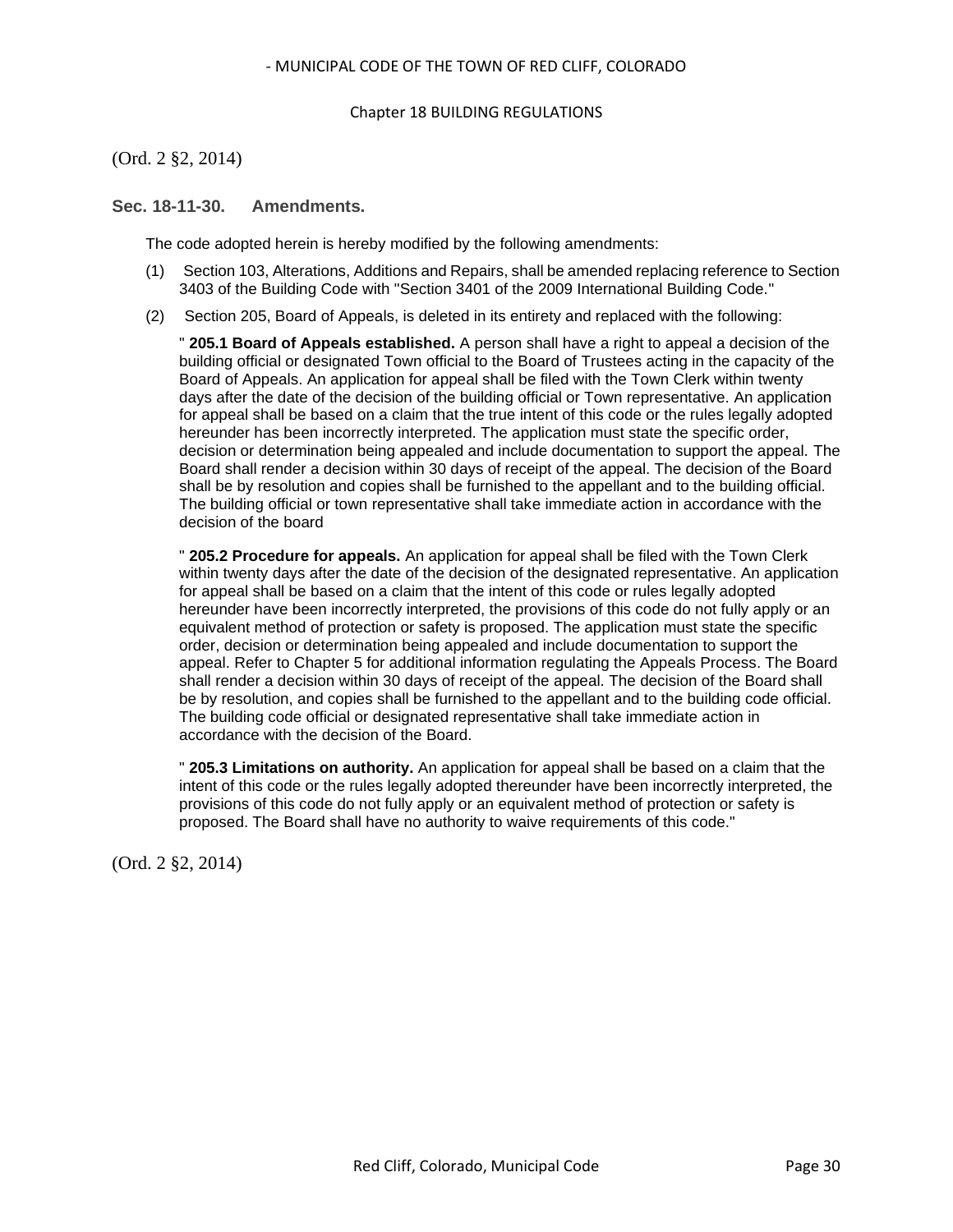(Ord. 2 §2, 2014)

### Sec. 18-11-30. Amendments.

The code adopted herein is hereby modified by the following amendments:

(1) Section 103, Alterations, Additions and Repairs, shall be amended replacing reference to Section 3403 of the Building Code with "Section 3401 of the 2009 International Building Code."

(2) Section 205, Board of Appeals, is deleted in its entirety and replaced with the following:

" **205.1 Board of Appeals established.** A person shall have a right to appeal a decision of the building official or designated Town official to the Board of Trustees acting in the capacity of the Board of Appeals. An application for appeal shall be filed with the Town Clerk within twenty days after the date of the decision of the building official or Town representative. An application for appeal shall be based on a claim that the true intent of this code or the rules legally adopted hereunder has been incorrectly interpreted. The application must state the specific order, decision or determination being appealed and include documentation to support the appeal. The Board shall render a decision within 30 days of receipt of the appeal. The decision of the Board shall be by resolution and copies shall be furnished to the appellant and to the building official. The building official or town representative shall take immediate action in accordance with the decision of the board

" **205.2 Procedure for appeals.** An application for appeal shall be filed with the Town Clerk within twenty days after the date of the decision of the designated representative. An application for appeal shall be based on a claim that the intent of this code or rules legally adopted hereunder have been incorrectly interpreted, the provisions of this code do not fully apply or an equivalent method of protection or safety is proposed. The application must state the specific order, decision or determination being appealed and include documentation to support the appeal. Refer to Chapter 5 for additional information regulating the Appeals Process. The Board shall render a decision within 30 days of receipt of the appeal. The decision of the Board shall be by resolution, and copies shall be furnished to the appellant and to the building code official. The building code official or designated representative shall take immediate action in accordance with the decision of the Board.

" **205.3 Limitations on authority.** An application for appeal shall be based on a claim that the intent of this code or the rules legally adopted thereunder have been incorrectly interpreted, the provisions of this code do not fully apply or an equivalent method of protection or safety is proposed. The Board shall have no authority to waive requirements of this code."

(Ord. 2 §2, 2014)